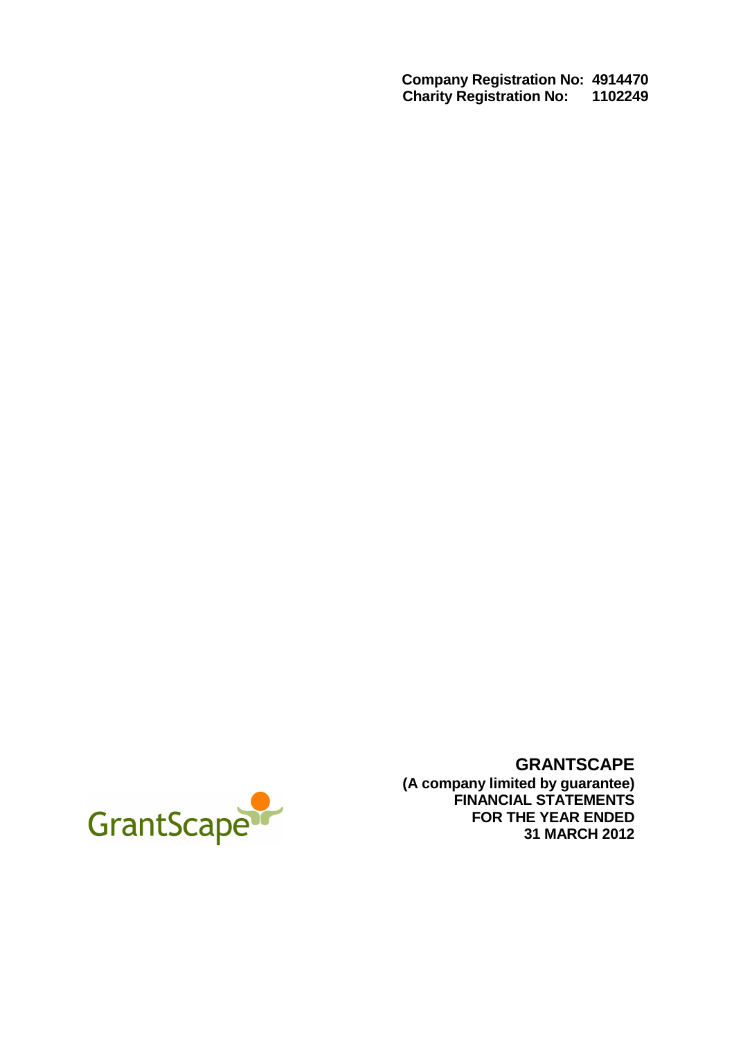**Company Registration No: 4914470**
**Charity Registration No: 1102249**

# GRANTSCAPE

**(A company limited by guarantee)**
**FINANCIAL STATEMENTS**
**FOR THE YEAR ENDED**
**31 MARCH 2012**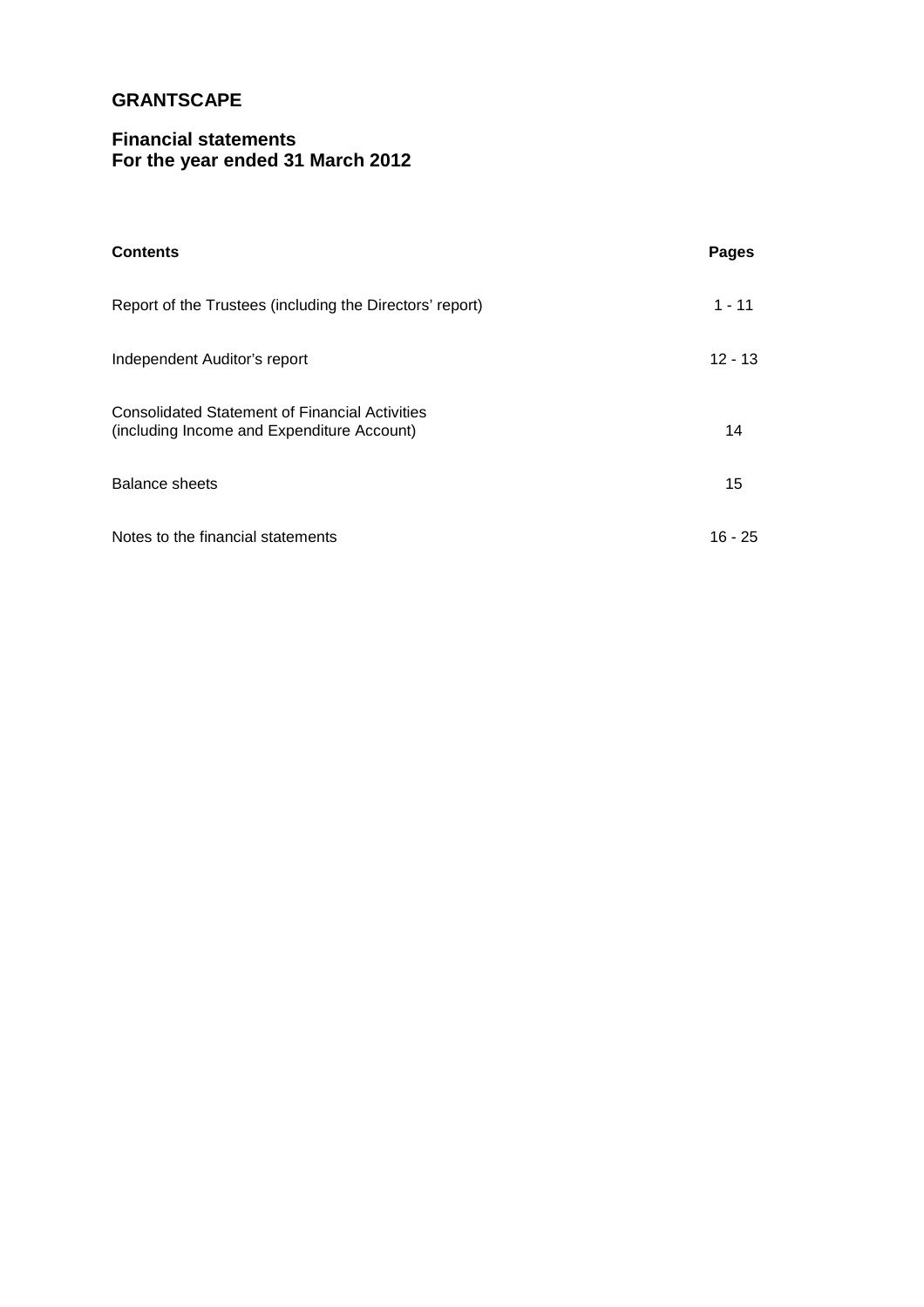# GRANTSCAPE

## Financial statements
## For the year ended 31 March 2012

| Contents | Pages |
| --- | --- |
| Report of the Trustees (including the Directors' report) | 1 - 11 |
| Independent Auditor's report | 12 - 13 |
| Consolidated Statement of Financial Activities (including Income and Expenditure Account) | 14 |
| Balance sheets | 15 |
| Notes to the financial statements | 16 - 25 |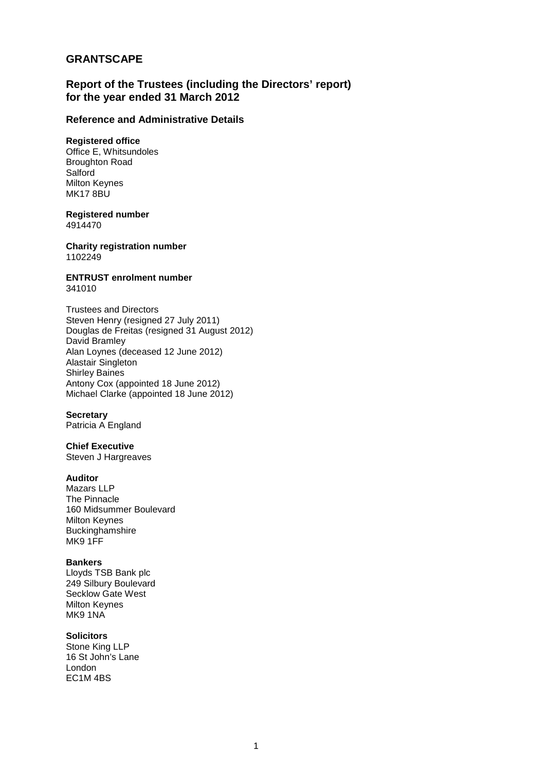# GRANTSCAPE

## Report of the Trustees (including the Directors' report) for the year ended 31 March 2012

### Reference and Administrative Details

**Registered office**
Office E, Whitsundoles
Broughton Road
Salford
Milton Keynes
MK17 8BU

**Registered number**
4914470

**Charity registration number**
1102249

**ENTRUST enrolment number**
341010

Trustees and Directors
Steven Henry (resigned 27 July 2011)
Douglas de Freitas (resigned 31 August 2012)
David Bramley
Alan Loynes (deceased 12 June 2012)
Alastair Singleton
Shirley Baines
Antony Cox (appointed 18 June 2012)
Michael Clarke (appointed 18 June 2012)

**Secretary**
Patricia A England

**Chief Executive**
Steven J Hargreaves

**Auditor**
Mazars LLP
The Pinnacle
160 Midsummer Boulevard
Milton Keynes
Buckinghamshire
MK9 1FF

**Bankers**
Lloyds TSB Bank plc
249 Silbury Boulevard
Secklow Gate West
Milton Keynes
MK9 1NA

**Solicitors**
Stone King LLP
16 St John's Lane
London
EC1M 4BS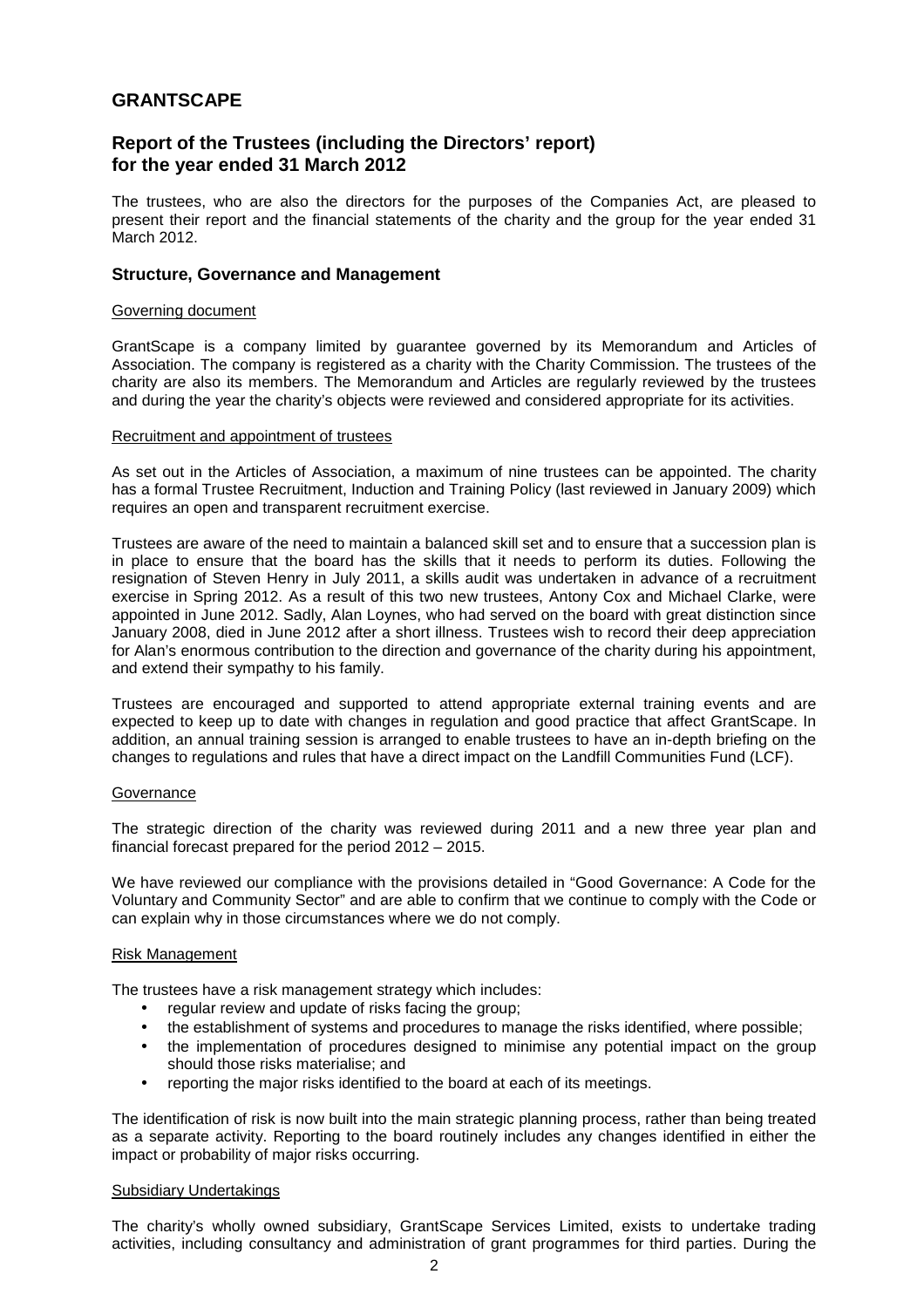# GRANTSCAPE

## Report of the Trustees (including the Directors' report) for the year ended 31 March 2012

The trustees, who are also the directors for the purposes of the Companies Act, are pleased to present their report and the financial statements of the charity and the group for the year ended 31 March 2012.

### Structure, Governance and Management

Governing document

GrantScape is a company limited by guarantee governed by its Memorandum and Articles of Association. The company is registered as a charity with the Charity Commission. The trustees of the charity are also its members. The Memorandum and Articles are regularly reviewed by the trustees and during the year the charity's objects were reviewed and considered appropriate for its activities.

Recruitment and appointment of trustees

As set out in the Articles of Association, a maximum of nine trustees can be appointed. The charity has a formal Trustee Recruitment, Induction and Training Policy (last reviewed in January 2009) which requires an open and transparent recruitment exercise.

Trustees are aware of the need to maintain a balanced skill set and to ensure that a succession plan is in place to ensure that the board has the skills that it needs to perform its duties. Following the resignation of Steven Henry in July 2011, a skills audit was undertaken in advance of a recruitment exercise in Spring 2012. As a result of this two new trustees, Antony Cox and Michael Clarke, were appointed in June 2012. Sadly, Alan Loynes, who had served on the board with great distinction since January 2008, died in June 2012 after a short illness. Trustees wish to record their deep appreciation for Alan's enormous contribution to the direction and governance of the charity during his appointment, and extend their sympathy to his family.

Trustees are encouraged and supported to attend appropriate external training events and are expected to keep up to date with changes in regulation and good practice that affect GrantScape. In addition, an annual training session is arranged to enable trustees to have an in-depth briefing on the changes to regulations and rules that have a direct impact on the Landfill Communities Fund (LCF).

Governance

The strategic direction of the charity was reviewed during 2011 and a new three year plan and financial forecast prepared for the period 2012 – 2015.

We have reviewed our compliance with the provisions detailed in "Good Governance: A Code for the Voluntary and Community Sector" and are able to confirm that we continue to comply with the Code or can explain why in those circumstances where we do not comply.

Risk Management

The trustees have a risk management strategy which includes:

- regular review and update of risks facing the group;
- the establishment of systems and procedures to manage the risks identified, where possible;
- the implementation of procedures designed to minimise any potential impact on the group should those risks materialise; and
- reporting the major risks identified to the board at each of its meetings.

The identification of risk is now built into the main strategic planning process, rather than being treated as a separate activity. Reporting to the board routinely includes any changes identified in either the impact or probability of major risks occurring.

Subsidiary Undertakings

The charity's wholly owned subsidiary, GrantScape Services Limited, exists to undertake trading activities, including consultancy and administration of grant programmes for third parties. During the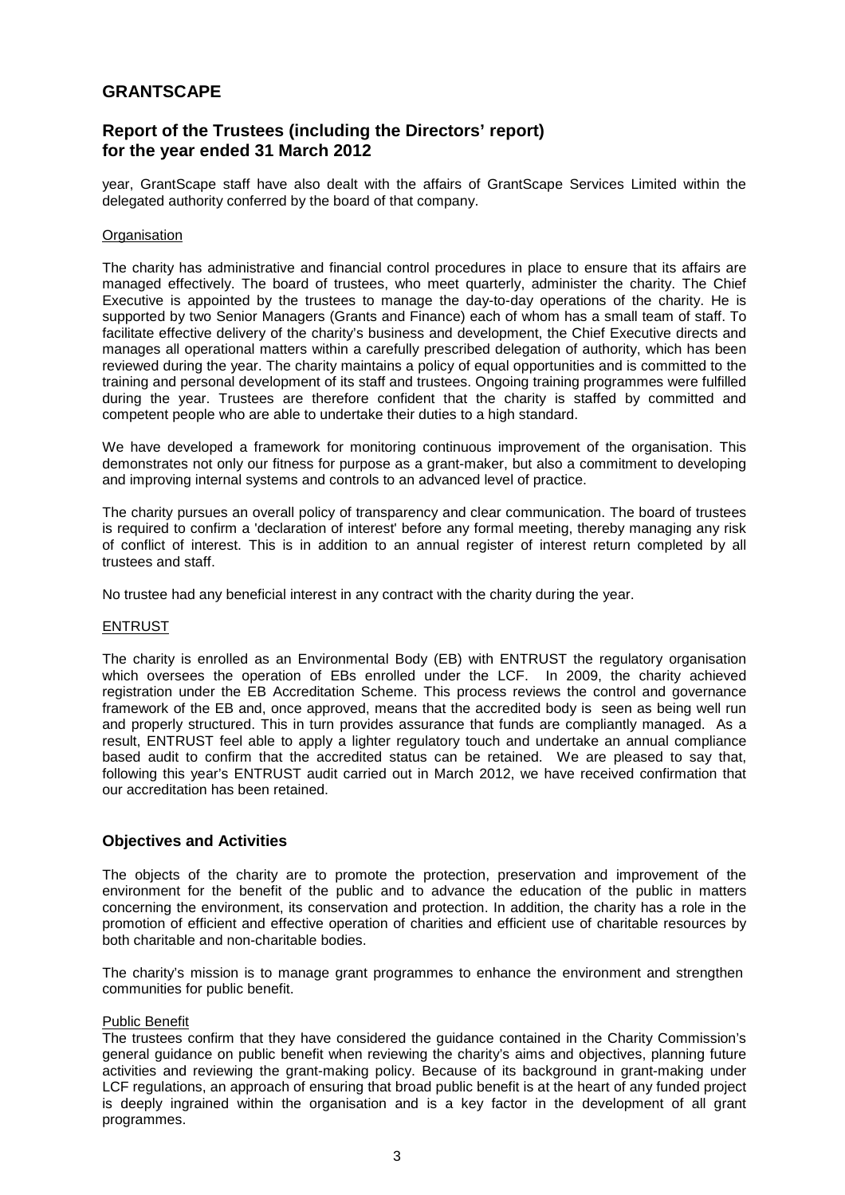year, GrantScape staff have also dealt with the affairs of GrantScape Services Limited within the delegated authority conferred by the board of that company.

Organisation

The charity has administrative and financial control procedures in place to ensure that its affairs are managed effectively. The board of trustees, who meet quarterly, administer the charity. The Chief Executive is appointed by the trustees to manage the day-to-day operations of the charity. He is supported by two Senior Managers (Grants and Finance) each of whom has a small team of staff. To facilitate effective delivery of the charity's business and development, the Chief Executive directs and manages all operational matters within a carefully prescribed delegation of authority, which has been reviewed during the year. The charity maintains a policy of equal opportunities and is committed to the training and personal development of its staff and trustees. Ongoing training programmes were fulfilled during the year. Trustees are therefore confident that the charity is staffed by committed and competent people who are able to undertake their duties to a high standard.

We have developed a framework for monitoring continuous improvement of the organisation. This demonstrates not only our fitness for purpose as a grant-maker, but also a commitment to developing and improving internal systems and controls to an advanced level of practice.

The charity pursues an overall policy of transparency and clear communication. The board of trustees is required to confirm a 'declaration of interest' before any formal meeting, thereby managing any risk of conflict of interest. This is in addition to an annual register of interest return completed by all trustees and staff.

No trustee had any beneficial interest in any contract with the charity during the year.

ENTRUST

The charity is enrolled as an Environmental Body (EB) with ENTRUST the regulatory organisation which oversees the operation of EBs enrolled under the LCF. In 2009, the charity achieved registration under the EB Accreditation Scheme. This process reviews the control and governance framework of the EB and, once approved, means that the accredited body is seen as being well run and properly structured. This in turn provides assurance that funds are compliantly managed. As a result, ENTRUST feel able to apply a lighter regulatory touch and undertake an annual compliance based audit to confirm that the accredited status can be retained. We are pleased to say that, following this year's ENTRUST audit carried out in March 2012, we have received confirmation that our accreditation has been retained.

## Objectives and Activities

The objects of the charity are to promote the protection, preservation and improvement of the environment for the benefit of the public and to advance the education of the public in matters concerning the environment, its conservation and protection. In addition, the charity has a role in the promotion of efficient and effective operation of charities and efficient use of charitable resources by both charitable and non-charitable bodies.

The charity's mission is to manage grant programmes to enhance the environment and strengthen communities for public benefit.

Public Benefit

The trustees confirm that they have considered the guidance contained in the Charity Commission's general guidance on public benefit when reviewing the charity's aims and objectives, planning future activities and reviewing the grant-making policy. Because of its background in grant-making under LCF regulations, an approach of ensuring that broad public benefit is at the heart of any funded project is deeply ingrained within the organisation and is a key factor in the development of all grant programmes.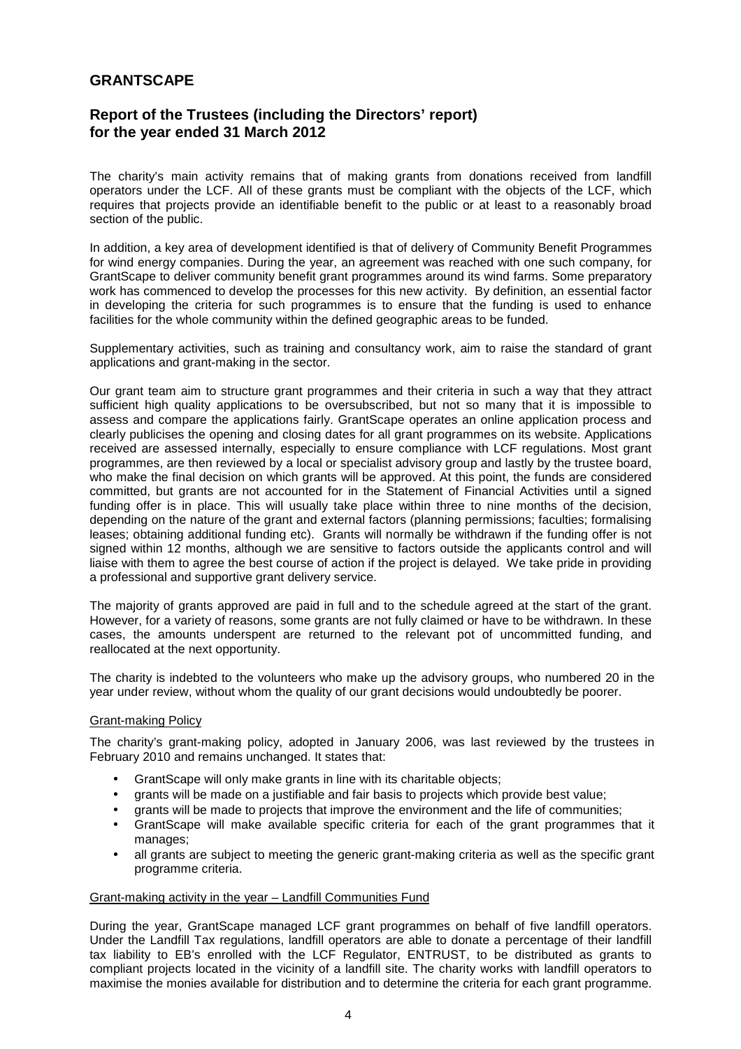# GRANTSCAPE

## Report of the Trustees (including the Directors' report) for the year ended 31 March 2012

The charity's main activity remains that of making grants from donations received from landfill operators under the LCF. All of these grants must be compliant with the objects of the LCF, which requires that projects provide an identifiable benefit to the public or at least to a reasonably broad section of the public.

In addition, a key area of development identified is that of delivery of Community Benefit Programmes for wind energy companies. During the year, an agreement was reached with one such company, for GrantScape to deliver community benefit grant programmes around its wind farms. Some preparatory work has commenced to develop the processes for this new activity. By definition, an essential factor in developing the criteria for such programmes is to ensure that the funding is used to enhance facilities for the whole community within the defined geographic areas to be funded.

Supplementary activities, such as training and consultancy work, aim to raise the standard of grant applications and grant-making in the sector.

Our grant team aim to structure grant programmes and their criteria in such a way that they attract sufficient high quality applications to be oversubscribed, but not so many that it is impossible to assess and compare the applications fairly. GrantScape operates an online application process and clearly publicises the opening and closing dates for all grant programmes on its website. Applications received are assessed internally, especially to ensure compliance with LCF regulations. Most grant programmes, are then reviewed by a local or specialist advisory group and lastly by the trustee board, who make the final decision on which grants will be approved. At this point, the funds are considered committed, but grants are not accounted for in the Statement of Financial Activities until a signed funding offer is in place. This will usually take place within three to nine months of the decision, depending on the nature of the grant and external factors (planning permissions; faculties; formalising leases; obtaining additional funding etc). Grants will normally be withdrawn if the funding offer is not signed within 12 months, although we are sensitive to factors outside the applicants control and will liaise with them to agree the best course of action if the project is delayed. We take pride in providing a professional and supportive grant delivery service.

The majority of grants approved are paid in full and to the schedule agreed at the start of the grant. However, for a variety of reasons, some grants are not fully claimed or have to be withdrawn. In these cases, the amounts underspent are returned to the relevant pot of uncommitted funding, and reallocated at the next opportunity.

The charity is indebted to the volunteers who make up the advisory groups, who numbered 20 in the year under review, without whom the quality of our grant decisions would undoubtedly be poorer.

### Grant-making Policy

The charity's grant-making policy, adopted in January 2006, was last reviewed by the trustees in February 2010 and remains unchanged. It states that:

- GrantScape will only make grants in line with its charitable objects;
- grants will be made on a justifiable and fair basis to projects which provide best value;
- grants will be made to projects that improve the environment and the life of communities;
- GrantScape will make available specific criteria for each of the grant programmes that it manages;
- all grants are subject to meeting the generic grant-making criteria as well as the specific grant programme criteria.

### Grant-making activity in the year – Landfill Communities Fund

During the year, GrantScape managed LCF grant programmes on behalf of five landfill operators. Under the Landfill Tax regulations, landfill operators are able to donate a percentage of their landfill tax liability to EB's enrolled with the LCF Regulator, ENTRUST, to be distributed as grants to compliant projects located in the vicinity of a landfill site. The charity works with landfill operators to maximise the monies available for distribution and to determine the criteria for each grant programme.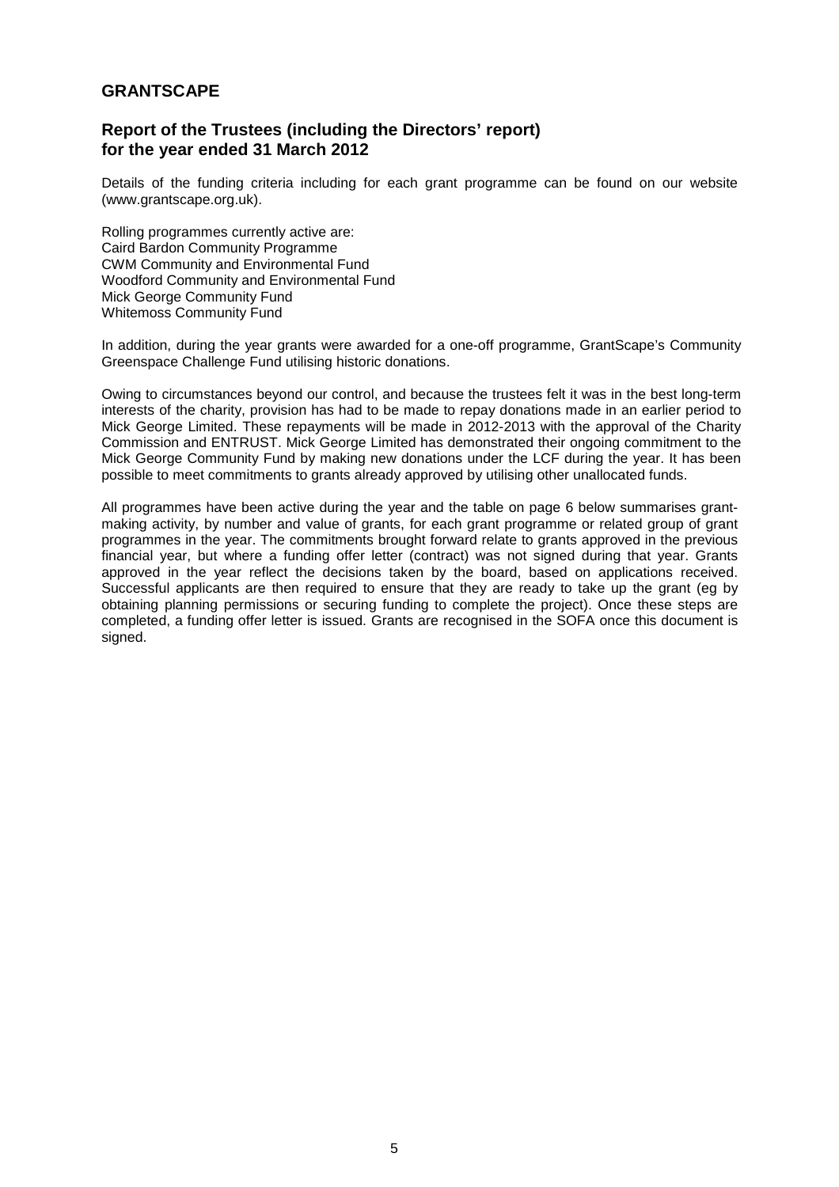## GRANTSCAPE

### Report of the Trustees (including the Directors' report) for the year ended 31 March 2012

Details of the funding criteria including for each grant programme can be found on our website (www.grantscape.org.uk).

Rolling programmes currently active are:
Caird Bardon Community Programme
CWM Community and Environmental Fund
Woodford Community and Environmental Fund
Mick George Community Fund
Whitemoss Community Fund

In addition, during the year grants were awarded for a one-off programme, GrantScape's Community Greenspace Challenge Fund utilising historic donations.

Owing to circumstances beyond our control, and because the trustees felt it was in the best long-term interests of the charity, provision has had to be made to repay donations made in an earlier period to Mick George Limited. These repayments will be made in 2012-2013 with the approval of the Charity Commission and ENTRUST. Mick George Limited has demonstrated their ongoing commitment to the Mick George Community Fund by making new donations under the LCF during the year. It has been possible to meet commitments to grants already approved by utilising other unallocated funds.

All programmes have been active during the year and the table on page 6 below summarises grant-making activity, by number and value of grants, for each grant programme or related group of grant programmes in the year. The commitments brought forward relate to grants approved in the previous financial year, but where a funding offer letter (contract) was not signed during that year. Grants approved in the year reflect the decisions taken by the board, based on applications received. Successful applicants are then required to ensure that they are ready to take up the grant (eg by obtaining planning permissions or securing funding to complete the project). Once these steps are completed, a funding offer letter is issued. Grants are recognised in the SOFA once this document is signed.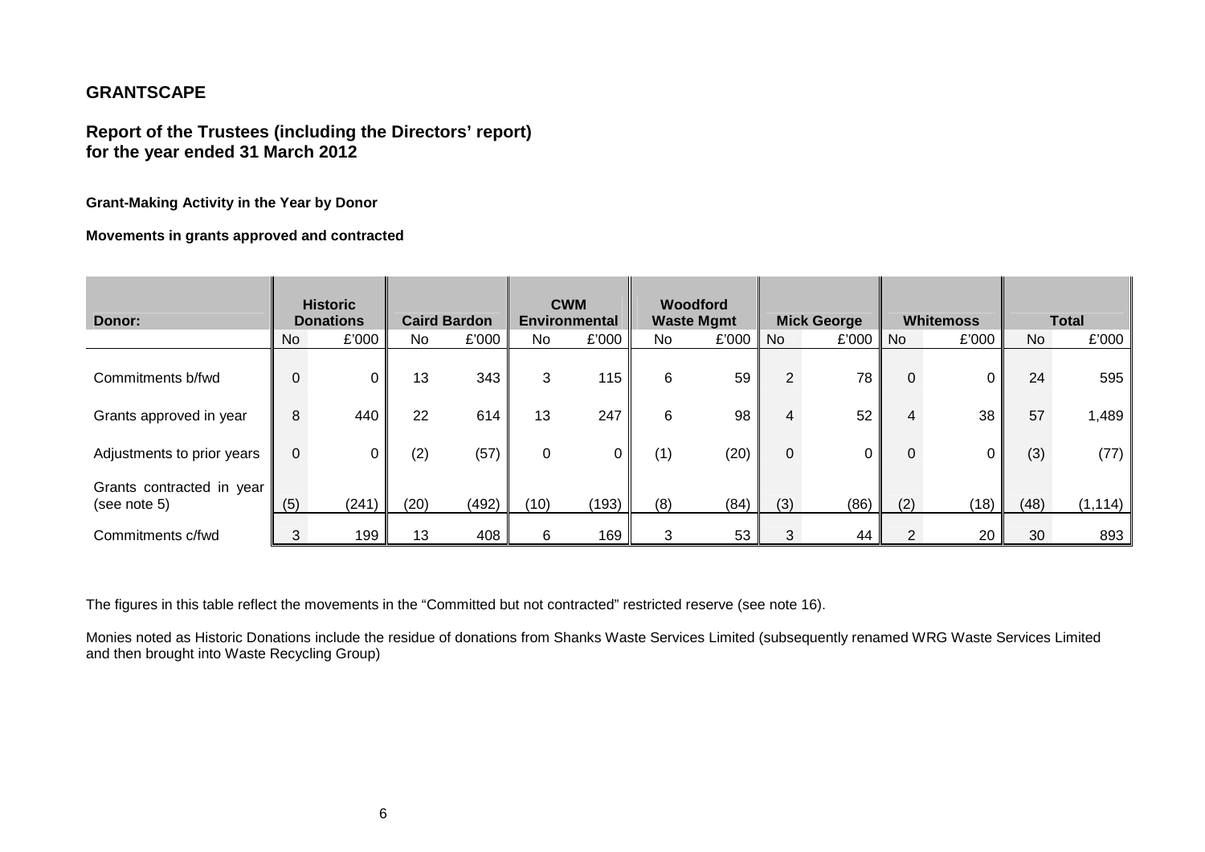## GRANTSCAPE

## Report of the Trustees (including the Directors' report) for the year ended 31 March 2012

**Grant-Making Activity in the Year by Donor**

**Movements in grants approved and contracted**

| Donor: | Historic Donations | | Caird Bardon | | CWM Environmental | | Woodford Waste Mgmt | | Mick George | | Whitemoss | | Total | |
|---|---|---|---|---|---|---|---|---|---|---|---|---|---|---|
| | No | £'000 | No | £'000 | No | £'000 | No | £'000 | No | £'000 | No | £'000 | No | £'000 |
| Commitments b/fwd | 0 | 0 | 13 | 343 | 3 | 115 | 6 | 59 | 2 | 78 | 0 | 0 | 24 | 595 |
| Grants approved in year | 8 | 440 | 22 | 614 | 13 | 247 | 6 | 98 | 4 | 52 | 4 | 38 | 57 | 1,489 |
| Adjustments to prior years | 0 | 0 | (2) | (57) | 0 | 0 | (1) | (20) | 0 | 0 | 0 | 0 | (3) | (77) |
| Grants contracted in year (see note 5) | (5) | (241) | (20) | (492) | (10) | (193) | (8) | (84) | (3) | (86) | (2) | (18) | (48) | (1,114) |
| Commitments c/fwd | 3 | 199 | 13 | 408 | 6 | 169 | 3 | 53 | 3 | 44 | 2 | 20 | 30 | 893 |

The figures in this table reflect the movements in the "Committed but not contracted" restricted reserve (see note 16).

Monies noted as Historic Donations include the residue of donations from Shanks Waste Services Limited (subsequently renamed WRG Waste Services Limited and then brought into Waste Recycling Group)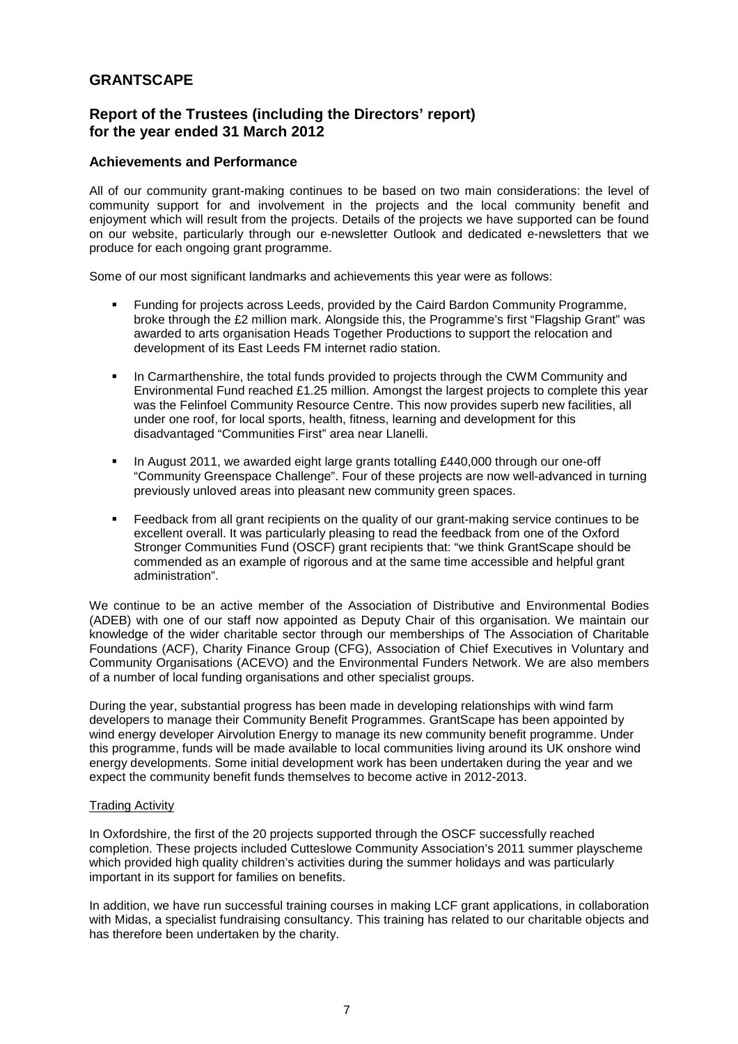# GRANTSCAPE

## Report of the Trustees (including the Directors' report) for the year ended 31 March 2012

### Achievements and Performance

All of our community grant-making continues to be based on two main considerations: the level of community support for and involvement in the projects and the local community benefit and enjoyment which will result from the projects. Details of the projects we have supported can be found on our website, particularly through our e-newsletter Outlook and dedicated e-newsletters that we produce for each ongoing grant programme.

Some of our most significant landmarks and achievements this year were as follows:

- Funding for projects across Leeds, provided by the Caird Bardon Community Programme, broke through the £2 million mark. Alongside this, the Programme's first "Flagship Grant" was awarded to arts organisation Heads Together Productions to support the relocation and development of its East Leeds FM internet radio station.
- In Carmarthenshire, the total funds provided to projects through the CWM Community and Environmental Fund reached £1.25 million. Amongst the largest projects to complete this year was the Felinfoel Community Resource Centre. This now provides superb new facilities, all under one roof, for local sports, health, fitness, learning and development for this disadvantaged "Communities First" area near Llanelli.
- In August 2011, we awarded eight large grants totalling £440,000 through our one-off "Community Greenspace Challenge". Four of these projects are now well-advanced in turning previously unloved areas into pleasant new community green spaces.
- Feedback from all grant recipients on the quality of our grant-making service continues to be excellent overall. It was particularly pleasing to read the feedback from one of the Oxford Stronger Communities Fund (OSCF) grant recipients that: "we think GrantScape should be commended as an example of rigorous and at the same time accessible and helpful grant administration".

We continue to be an active member of the Association of Distributive and Environmental Bodies (ADEB) with one of our staff now appointed as Deputy Chair of this organisation. We maintain our knowledge of the wider charitable sector through our memberships of The Association of Charitable Foundations (ACF), Charity Finance Group (CFG), Association of Chief Executives in Voluntary and Community Organisations (ACEVO) and the Environmental Funders Network. We are also members of a number of local funding organisations and other specialist groups.

During the year, substantial progress has been made in developing relationships with wind farm developers to manage their Community Benefit Programmes. GrantScape has been appointed by wind energy developer Airvolution Energy to manage its new community benefit programme. Under this programme, funds will be made available to local communities living around its UK onshore wind energy developments. Some initial development work has been undertaken during the year and we expect the community benefit funds themselves to become active in 2012-2013.

#### Trading Activity

In Oxfordshire, the first of the 20 projects supported through the OSCF successfully reached completion. These projects included Cutteslowe Community Association's 2011 summer playscheme which provided high quality children's activities during the summer holidays and was particularly important in its support for families on benefits.

In addition, we have run successful training courses in making LCF grant applications, in collaboration with Midas, a specialist fundraising consultancy. This training has related to our charitable objects and has therefore been undertaken by the charity.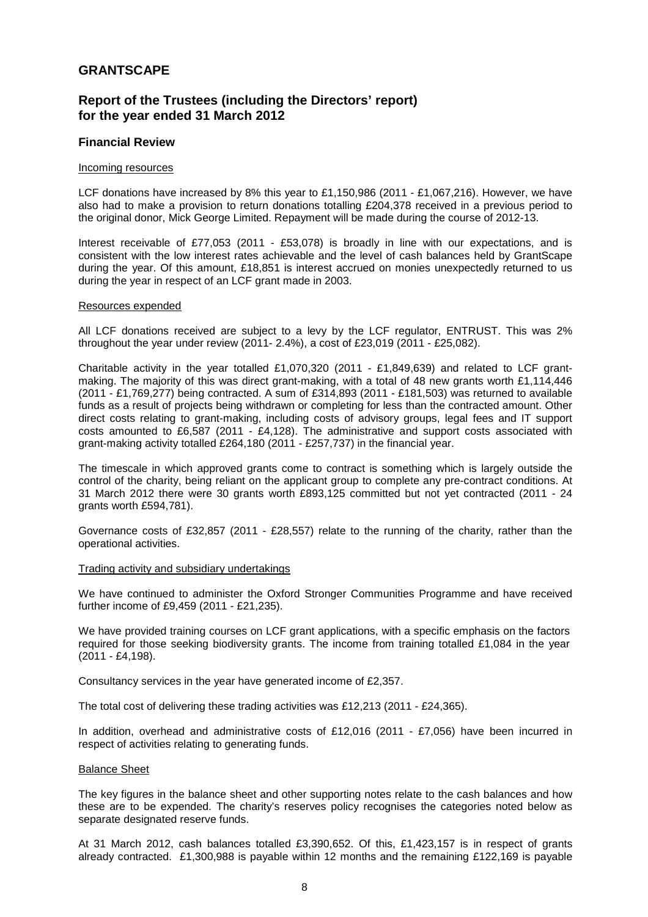# GRANTSCAPE

## Report of the Trustees (including the Directors' report) for the year ended 31 March 2012

### Financial Review

Incoming resources

LCF donations have increased by 8% this year to £1,150,986 (2011 - £1,067,216). However, we have also had to make a provision to return donations totalling £204,378 received in a previous period to the original donor, Mick George Limited. Repayment will be made during the course of 2012-13.

Interest receivable of £77,053 (2011 - £53,078) is broadly in line with our expectations, and is consistent with the low interest rates achievable and the level of cash balances held by GrantScape during the year. Of this amount, £18,851 is interest accrued on monies unexpectedly returned to us during the year in respect of an LCF grant made in 2003.

Resources expended

All LCF donations received are subject to a levy by the LCF regulator, ENTRUST. This was 2% throughout the year under review (2011- 2.4%), a cost of £23,019 (2011 - £25,082).

Charitable activity in the year totalled £1,070,320 (2011 - £1,849,639) and related to LCF grant-making. The majority of this was direct grant-making, with a total of 48 new grants worth £1,114,446 (2011 - £1,769,277) being contracted. A sum of £314,893 (2011 - £181,503) was returned to available funds as a result of projects being withdrawn or completing for less than the contracted amount. Other direct costs relating to grant-making, including costs of advisory groups, legal fees and IT support costs amounted to £6,587 (2011 - £4,128). The administrative and support costs associated with grant-making activity totalled £264,180 (2011 - £257,737) in the financial year.

The timescale in which approved grants come to contract is something which is largely outside the control of the charity, being reliant on the applicant group to complete any pre-contract conditions. At 31 March 2012 there were 30 grants worth £893,125 committed but not yet contracted (2011 - 24 grants worth £594,781).

Governance costs of £32,857 (2011 - £28,557) relate to the running of the charity, rather than the operational activities.

Trading activity and subsidiary undertakings

We have continued to administer the Oxford Stronger Communities Programme and have received further income of £9,459 (2011 - £21,235).

We have provided training courses on LCF grant applications, with a specific emphasis on the factors required for those seeking biodiversity grants. The income from training totalled £1,084 in the year (2011 - £4,198).

Consultancy services in the year have generated income of £2,357.

The total cost of delivering these trading activities was £12,213 (2011 - £24,365).

In addition, overhead and administrative costs of £12,016 (2011 - £7,056) have been incurred in respect of activities relating to generating funds.

Balance Sheet

The key figures in the balance sheet and other supporting notes relate to the cash balances and how these are to be expended. The charity's reserves policy recognises the categories noted below as separate designated reserve funds.

At 31 March 2012, cash balances totalled £3,390,652. Of this, £1,423,157 is in respect of grants already contracted. £1,300,988 is payable within 12 months and the remaining £122,169 is payable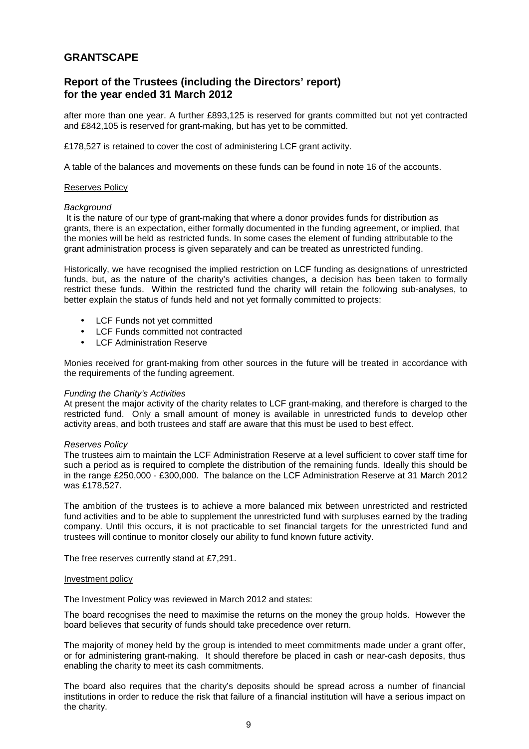after more than one year. A further £893,125 is reserved for grants committed but not yet contracted and £842,105 is reserved for grant-making, but has yet to be committed.

£178,527 is retained to cover the cost of administering LCF grant activity.

A table of the balances and movements on these funds can be found in note 16 of the accounts.

## Reserves Policy

*Background*

It is the nature of our type of grant-making that where a donor provides funds for distribution as grants, there is an expectation, either formally documented in the funding agreement, or implied, that the monies will be held as restricted funds. In some cases the element of funding attributable to the grant administration process is given separately and can be treated as unrestricted funding.

Historically, we have recognised the implied restriction on LCF funding as designations of unrestricted funds, but, as the nature of the charity's activities changes, a decision has been taken to formally restrict these funds. Within the restricted fund the charity will retain the following sub-analyses, to better explain the status of funds held and not yet formally committed to projects:

- LCF Funds not yet committed
- LCF Funds committed not contracted
- LCF Administration Reserve

Monies received for grant-making from other sources in the future will be treated in accordance with the requirements of the funding agreement.

*Funding the Charity's Activities*

At present the major activity of the charity relates to LCF grant-making, and therefore is charged to the restricted fund. Only a small amount of money is available in unrestricted funds to develop other activity areas, and both trustees and staff are aware that this must be used to best effect.

*Reserves Policy*

The trustees aim to maintain the LCF Administration Reserve at a level sufficient to cover staff time for such a period as is required to complete the distribution of the remaining funds. Ideally this should be in the range £250,000 - £300,000. The balance on the LCF Administration Reserve at 31 March 2012 was £178,527.

The ambition of the trustees is to achieve a more balanced mix between unrestricted and restricted fund activities and to be able to supplement the unrestricted fund with surpluses earned by the trading company. Until this occurs, it is not practicable to set financial targets for the unrestricted fund and trustees will continue to monitor closely our ability to fund known future activity.

The free reserves currently stand at £7,291.

## Investment policy

The Investment Policy was reviewed in March 2012 and states:

The board recognises the need to maximise the returns on the money the group holds. However the board believes that security of funds should take precedence over return.

The majority of money held by the group is intended to meet commitments made under a grant offer, or for administering grant-making. It should therefore be placed in cash or near-cash deposits, thus enabling the charity to meet its cash commitments.

The board also requires that the charity's deposits should be spread across a number of financial institutions in order to reduce the risk that failure of a financial institution will have a serious impact on the charity.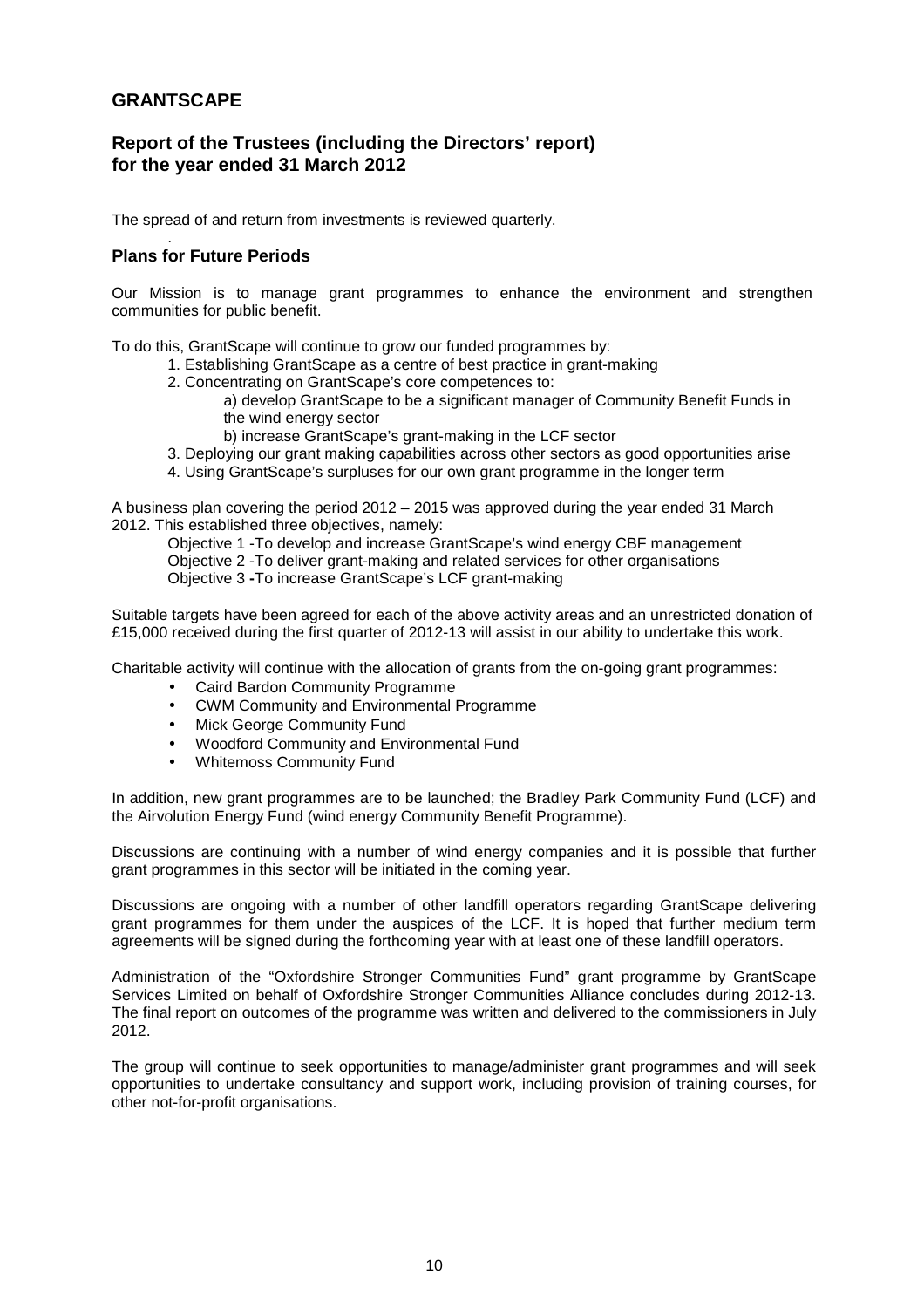# GRANTSCAPE

## Report of the Trustees (including the Directors' report) for the year ended 31 March 2012

The spread of and return from investments is reviewed quarterly.

### Plans for Future Periods

Our Mission is to manage grant programmes to enhance the environment and strengthen communities for public benefit.

To do this, GrantScape will continue to grow our funded programmes by:

1. Establishing GrantScape as a centre of best practice in grant-making
2. Concentrating on GrantScape's core competences to:
   a) develop GrantScape to be a significant manager of Community Benefit Funds in the wind energy sector
   b) increase GrantScape's grant-making in the LCF sector
3. Deploying our grant making capabilities across other sectors as good opportunities arise
4. Using GrantScape's surpluses for our own grant programme in the longer term

A business plan covering the period 2012 – 2015 was approved during the year ended 31 March 2012. This established three objectives, namely:

Objective 1 -To develop and increase GrantScape's wind energy CBF management
Objective 2 -To deliver grant-making and related services for other organisations
Objective 3 -To increase GrantScape's LCF grant-making

Suitable targets have been agreed for each of the above activity areas and an unrestricted donation of £15,000 received during the first quarter of 2012-13 will assist in our ability to undertake this work.

Charitable activity will continue with the allocation of grants from the on-going grant programmes:

- Caird Bardon Community Programme
- CWM Community and Environmental Programme
- Mick George Community Fund
- Woodford Community and Environmental Fund
- Whitemoss Community Fund

In addition, new grant programmes are to be launched; the Bradley Park Community Fund (LCF) and the Airvolution Energy Fund (wind energy Community Benefit Programme).

Discussions are continuing with a number of wind energy companies and it is possible that further grant programmes in this sector will be initiated in the coming year.

Discussions are ongoing with a number of other landfill operators regarding GrantScape delivering grant programmes for them under the auspices of the LCF. It is hoped that further medium term agreements will be signed during the forthcoming year with at least one of these landfill operators.

Administration of the "Oxfordshire Stronger Communities Fund" grant programme by GrantScape Services Limited on behalf of Oxfordshire Stronger Communities Alliance concludes during 2012-13. The final report on outcomes of the programme was written and delivered to the commissioners in July 2012.

The group will continue to seek opportunities to manage/administer grant programmes and will seek opportunities to undertake consultancy and support work, including provision of training courses, for other not-for-profit organisations.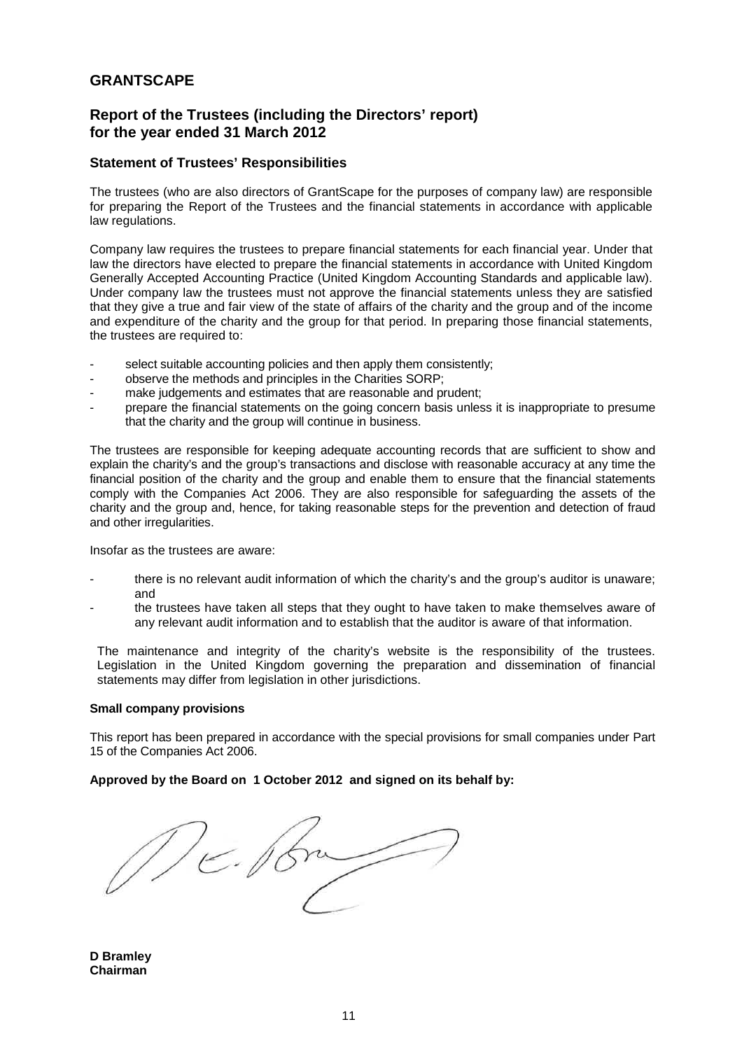# GRANTSCAPE

## Report of the Trustees (including the Directors' report) for the year ended 31 March 2012

### Statement of Trustees' Responsibilities

The trustees (who are also directors of GrantScape for the purposes of company law) are responsible for preparing the Report of the Trustees and the financial statements in accordance with applicable law regulations.

Company law requires the trustees to prepare financial statements for each financial year. Under that law the directors have elected to prepare the financial statements in accordance with United Kingdom Generally Accepted Accounting Practice (United Kingdom Accounting Standards and applicable law). Under company law the trustees must not approve the financial statements unless they are satisfied that they give a true and fair view of the state of affairs of the charity and the group and of the income and expenditure of the charity and the group for that period. In preparing those financial statements, the trustees are required to:

- select suitable accounting policies and then apply them consistently;
- observe the methods and principles in the Charities SORP;
- make judgements and estimates that are reasonable and prudent;
- prepare the financial statements on the going concern basis unless it is inappropriate to presume that the charity and the group will continue in business.

The trustees are responsible for keeping adequate accounting records that are sufficient to show and explain the charity's and the group's transactions and disclose with reasonable accuracy at any time the financial position of the charity and the group and enable them to ensure that the financial statements comply with the Companies Act 2006. They are also responsible for safeguarding the assets of the charity and the group and, hence, for taking reasonable steps for the prevention and detection of fraud and other irregularities.

Insofar as the trustees are aware:

- there is no relevant audit information of which the charity's and the group's auditor is unaware; and
- the trustees have taken all steps that they ought to have taken to make themselves aware of any relevant audit information and to establish that the auditor is aware of that information.

The maintenance and integrity of the charity's website is the responsibility of the trustees. Legislation in the United Kingdom governing the preparation and dissemination of financial statements may differ from legislation in other jurisdictions.

**Small company provisions**

This report has been prepared in accordance with the special provisions for small companies under Part 15 of the Companies Act 2006.

**Approved by the Board on 1 October 2012 and signed on its behalf by:**

**D Bramley**
**Chairman**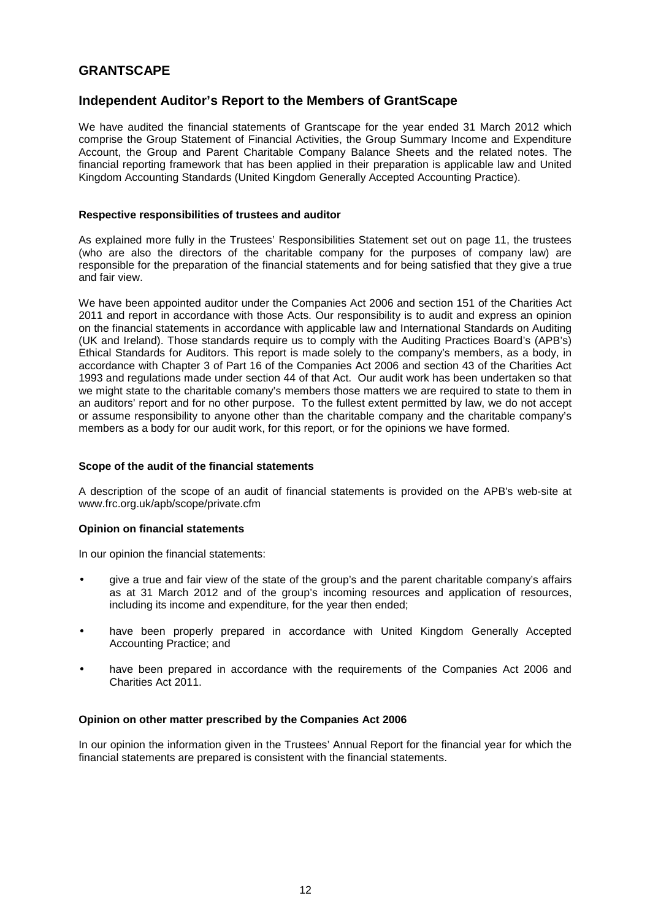# GRANTSCAPE

## Independent Auditor's Report to the Members of GrantScape

We have audited the financial statements of Grantscape for the year ended 31 March 2012 which comprise the Group Statement of Financial Activities, the Group Summary Income and Expenditure Account, the Group and Parent Charitable Company Balance Sheets and the related notes. The financial reporting framework that has been applied in their preparation is applicable law and United Kingdom Accounting Standards (United Kingdom Generally Accepted Accounting Practice).

**Respective responsibilities of trustees and auditor**

As explained more fully in the Trustees' Responsibilities Statement set out on page 11, the trustees (who are also the directors of the charitable company for the purposes of company law) are responsible for the preparation of the financial statements and for being satisfied that they give a true and fair view.

We have been appointed auditor under the Companies Act 2006 and section 151 of the Charities Act 2011 and report in accordance with those Acts. Our responsibility is to audit and express an opinion on the financial statements in accordance with applicable law and International Standards on Auditing (UK and Ireland). Those standards require us to comply with the Auditing Practices Board's (APB's) Ethical Standards for Auditors. This report is made solely to the company's members, as a body, in accordance with Chapter 3 of Part 16 of the Companies Act 2006 and section 43 of the Charities Act 1993 and regulations made under section 44 of that Act. Our audit work has been undertaken so that we might state to the charitable comany's members those matters we are required to state to them in an auditors' report and for no other purpose. To the fullest extent permitted by law, we do not accept or assume responsibility to anyone other than the charitable company and the charitable company's members as a body for our audit work, for this report, or for the opinions we have formed.

**Scope of the audit of the financial statements**

A description of the scope of an audit of financial statements is provided on the APB's web-site at www.frc.org.uk/apb/scope/private.cfm

**Opinion on financial statements**

In our opinion the financial statements:

- give a true and fair view of the state of the group's and the parent charitable company's affairs as at 31 March 2012 and of the group's incoming resources and application of resources, including its income and expenditure, for the year then ended;
- have been properly prepared in accordance with United Kingdom Generally Accepted Accounting Practice; and
- have been prepared in accordance with the requirements of the Companies Act 2006 and Charities Act 2011.

**Opinion on other matter prescribed by the Companies Act 2006**

In our opinion the information given in the Trustees' Annual Report for the financial year for which the financial statements are prepared is consistent with the financial statements.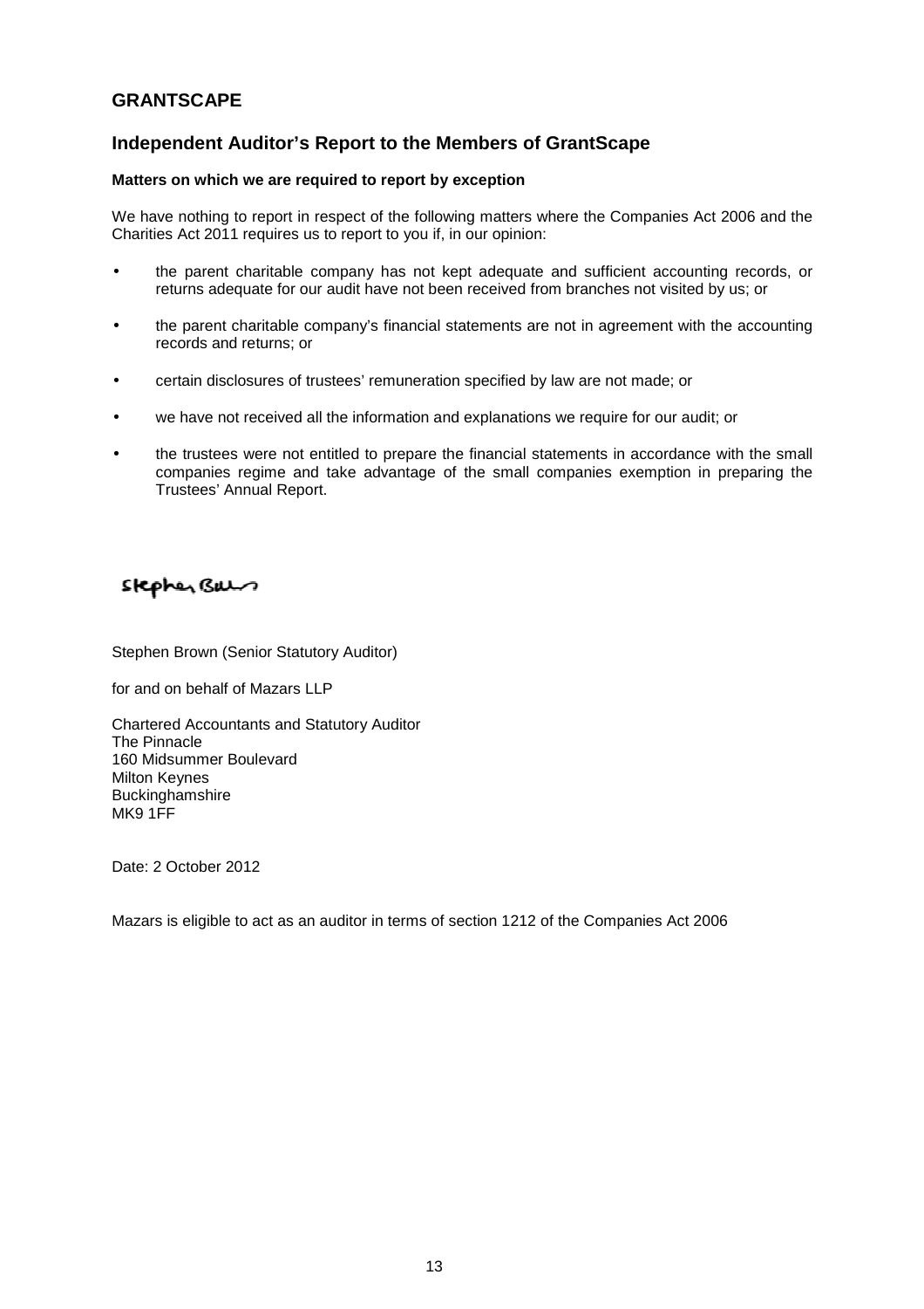# GRANTSCAPE

## Independent Auditor's Report to the Members of GrantScape

**Matters on which we are required to report by exception**

We have nothing to report in respect of the following matters where the Companies Act 2006 and the Charities Act 2011 requires us to report to you if, in our opinion:

- the parent charitable company has not kept adequate and sufficient accounting records, or returns adequate for our audit have not been received from branches not visited by us; or
- the parent charitable company's financial statements are not in agreement with the accounting records and returns; or
- certain disclosures of trustees' remuneration specified by law are not made; or
- we have not received all the information and explanations we require for our audit; or
- the trustees were not entitled to prepare the financial statements in accordance with the small companies regime and take advantage of the small companies exemption in preparing the Trustees' Annual Report.

Stephen Brown

Stephen Brown (Senior Statutory Auditor)

for and on behalf of Mazars LLP

Chartered Accountants and Statutory Auditor
The Pinnacle
160 Midsummer Boulevard
Milton Keynes
Buckinghamshire
MK9 1FF

Date: 2 October 2012

Mazars is eligible to act as an auditor in terms of section 1212 of the Companies Act 2006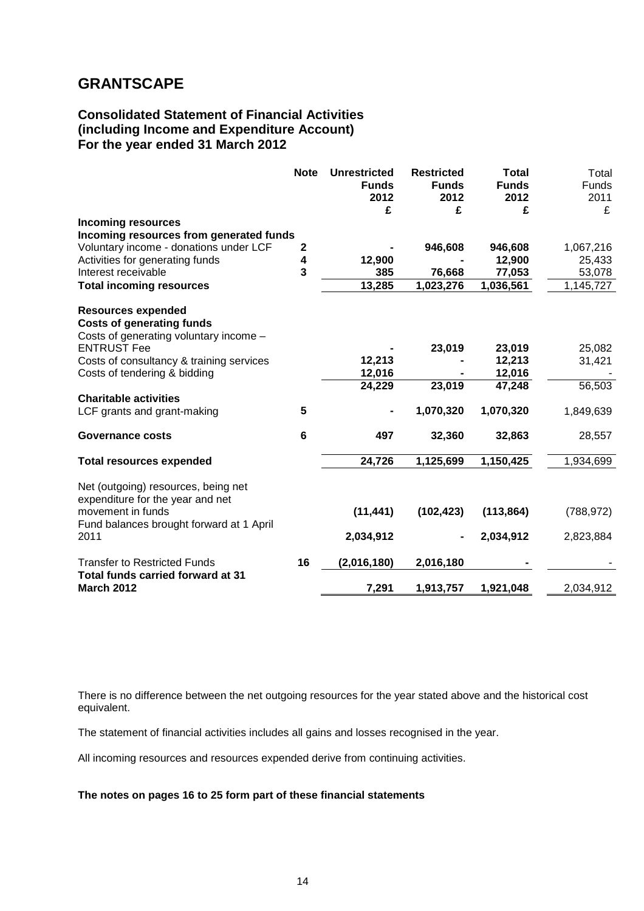# GRANTSCAPE

## Consolidated Statement of Financial Activities (including Income and Expenditure Account) For the year ended 31 March 2012

| | Note | Unrestricted Funds 2012 £ | Restricted Funds 2012 £ | Total Funds 2012 £ | Total Funds 2011 £ |
|---|---|---|---|---|---|
| **Incoming resources** | | | | | |
| **Incoming resources from generated funds** | | | | | |
| Voluntary income - donations under LCF | 2 | - | 946,608 | 946,608 | 1,067,216 |
| Activities for generating funds | 4 | 12,900 | - | 12,900 | 25,433 |
| Interest receivable | 3 | 385 | 76,668 | 77,053 | 53,078 |
| **Total incoming resources** | | **13,285** | **1,023,276** | **1,036,561** | 1,145,727 |
| **Resources expended** | | | | | |
| **Costs of generating funds** | | | | | |
| Costs of generating voluntary income – ENTRUST Fee | | - | 23,019 | 23,019 | 25,082 |
| Costs of consultancy & training services | | 12,213 | - | 12,213 | 31,421 |
| Costs of tendering & bidding | | 12,016 | - | 12,016 | - |
| | | **24,229** | **23,019** | **47,248** | 56,503 |
| **Charitable activities** | | | | | |
| LCF grants and grant-making | 5 | - | 1,070,320 | 1,070,320 | 1,849,639 |
| **Governance costs** | 6 | 497 | 32,360 | 32,863 | 28,557 |
| **Total resources expended** | | **24,726** | **1,125,699** | **1,150,425** | 1,934,699 |
| Net (outgoing) resources, being net expenditure for the year and net movement in funds | | (11,441) | (102,423) | (113,864) | (788,972) |
| Fund balances brought forward at 1 April 2011 | | 2,034,912 | - | 2,034,912 | 2,823,884 |
| Transfer to Restricted Funds | 16 | (2,016,180) | 2,016,180 | - | - |
| **Total funds carried forward at 31 March 2012** | | **7,291** | **1,913,757** | **1,921,048** | 2,034,912 |

There is no difference between the net outgoing resources for the year stated above and the historical cost equivalent.

The statement of financial activities includes all gains and losses recognised in the year.

All incoming resources and resources expended derive from continuing activities.

**The notes on pages 16 to 25 form part of these financial statements**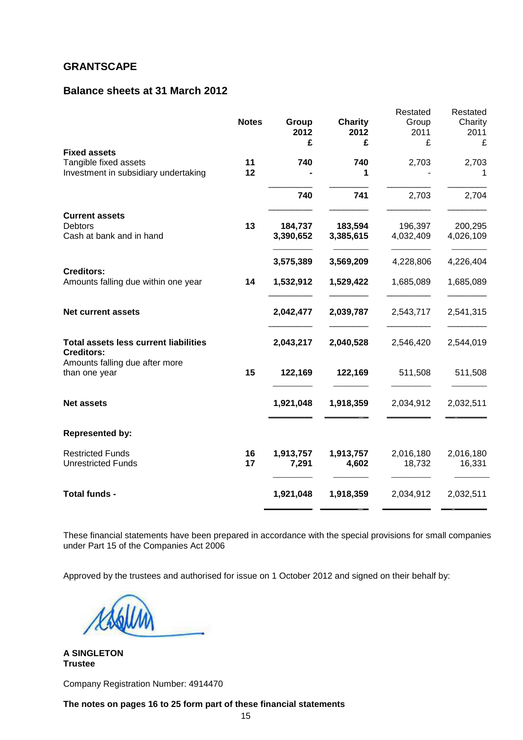## GRANTSCAPE

### Balance sheets at 31 March 2012

| | Notes | Group 2012 £ | Charity 2012 £ | Restated Group 2011 £ | Restated Charity 2011 £ |
|---|---|---|---|---|---|
| **Fixed assets** | | | | | |
| Tangible fixed assets | 11 | 740 | 740 | 2,703 | 2,703 |
| Investment in subsidiary undertaking | 12 | - | 1 | - | 1 |
| | | 740 | 741 | 2,703 | 2,704 |
| **Current assets** | | | | | |
| Debtors | 13 | 184,737 | 183,594 | 196,397 | 200,295 |
| Cash at bank and in hand | | 3,390,652 | 3,385,615 | 4,032,409 | 4,026,109 |
| | | 3,575,389 | 3,569,209 | 4,228,806 | 4,226,404 |
| **Creditors:** | | | | | |
| Amounts falling due within one year | 14 | 1,532,912 | 1,529,422 | 1,685,089 | 1,685,089 |
| **Net current assets** | | 2,042,477 | 2,039,787 | 2,543,717 | 2,541,315 |
| **Total assets less current liabilities** | | 2,043,217 | 2,040,528 | 2,546,420 | 2,544,019 |
| **Creditors:** | | | | | |
| Amounts falling due after more than one year | 15 | 122,169 | 122,169 | 511,508 | 511,508 |
| **Net assets** | | 1,921,048 | 1,918,359 | 2,034,912 | 2,032,511 |
| **Represented by:** | | | | | |
| Restricted Funds | 16 | 1,913,757 | 1,913,757 | 2,016,180 | 2,016,180 |
| Unrestricted Funds | 17 | 7,291 | 4,602 | 18,732 | 16,331 |
| **Total funds -** | | 1,921,048 | 1,918,359 | 2,034,912 | 2,032,511 |

These financial statements have been prepared in accordance with the special provisions for small companies under Part 15 of the Companies Act 2006

Approved by the trustees and authorised for issue on 1 October 2012 and signed on their behalf by:

**A SINGLETON**
**Trustee**

Company Registration Number: 4914470

**The notes on pages 16 to 25 form part of these financial statements**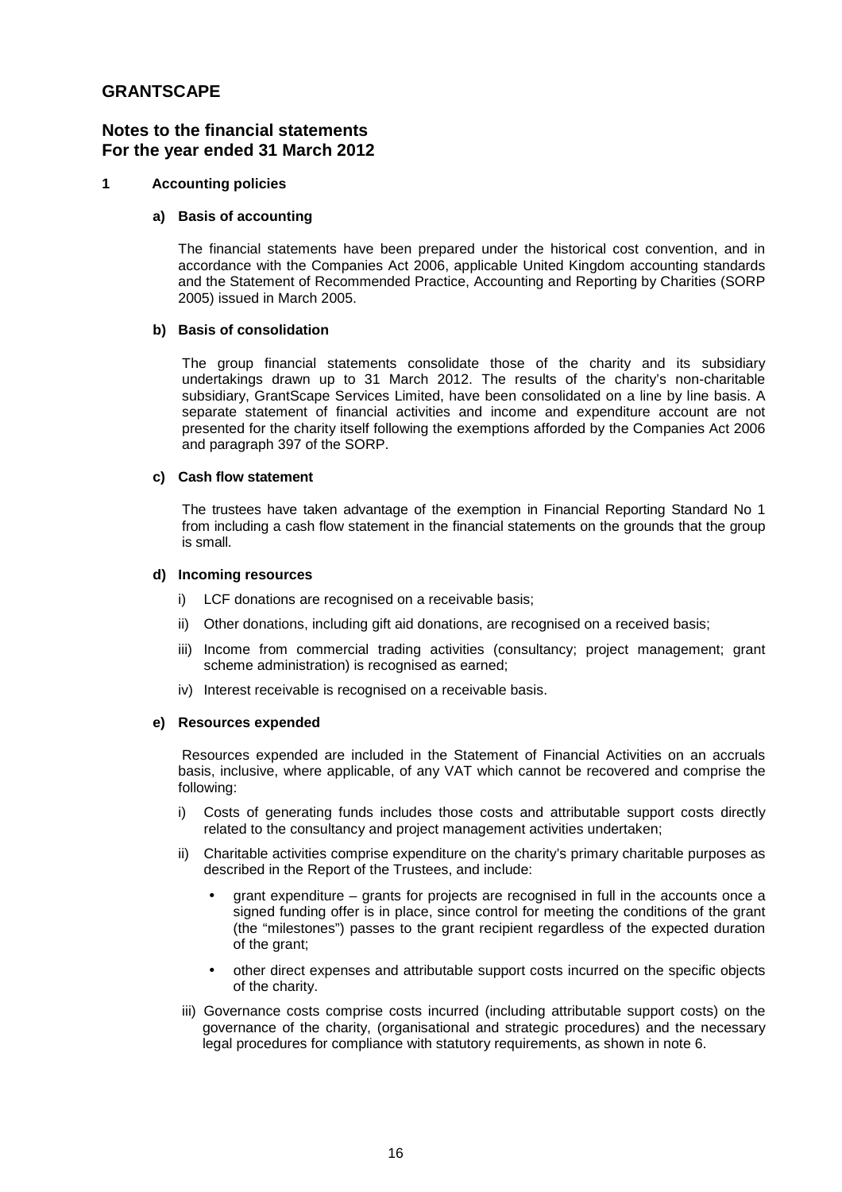# GRANTSCAPE

## Notes to the financial statements
## For the year ended 31 March 2012

### 1 Accounting policies

#### a) Basis of accounting

The financial statements have been prepared under the historical cost convention, and in accordance with the Companies Act 2006, applicable United Kingdom accounting standards and the Statement of Recommended Practice, Accounting and Reporting by Charities (SORP 2005) issued in March 2005.

#### b) Basis of consolidation

The group financial statements consolidate those of the charity and its subsidiary undertakings drawn up to 31 March 2012. The results of the charity's non-charitable subsidiary, GrantScape Services Limited, have been consolidated on a line by line basis. A separate statement of financial activities and income and expenditure account are not presented for the charity itself following the exemptions afforded by the Companies Act 2006 and paragraph 397 of the SORP.

#### c) Cash flow statement

The trustees have taken advantage of the exemption in Financial Reporting Standard No 1 from including a cash flow statement in the financial statements on the grounds that the group is small.

#### d) Incoming resources

i) LCF donations are recognised on a receivable basis;

ii) Other donations, including gift aid donations, are recognised on a received basis;

iii) Income from commercial trading activities (consultancy; project management; grant scheme administration) is recognised as earned;

iv) Interest receivable is recognised on a receivable basis.

#### e) Resources expended

Resources expended are included in the Statement of Financial Activities on an accruals basis, inclusive, where applicable, of any VAT which cannot be recovered and comprise the following:

i) Costs of generating funds includes those costs and attributable support costs directly related to the consultancy and project management activities undertaken;

ii) Charitable activities comprise expenditure on the charity's primary charitable purposes as described in the Report of the Trustees, and include:

- grant expenditure – grants for projects are recognised in full in the accounts once a signed funding offer is in place, since control for meeting the conditions of the grant (the "milestones") passes to the grant recipient regardless of the expected duration of the grant;

- other direct expenses and attributable support costs incurred on the specific objects of the charity.

iii) Governance costs comprise costs incurred (including attributable support costs) on the governance of the charity, (organisational and strategic procedures) and the necessary legal procedures for compliance with statutory requirements, as shown in note 6.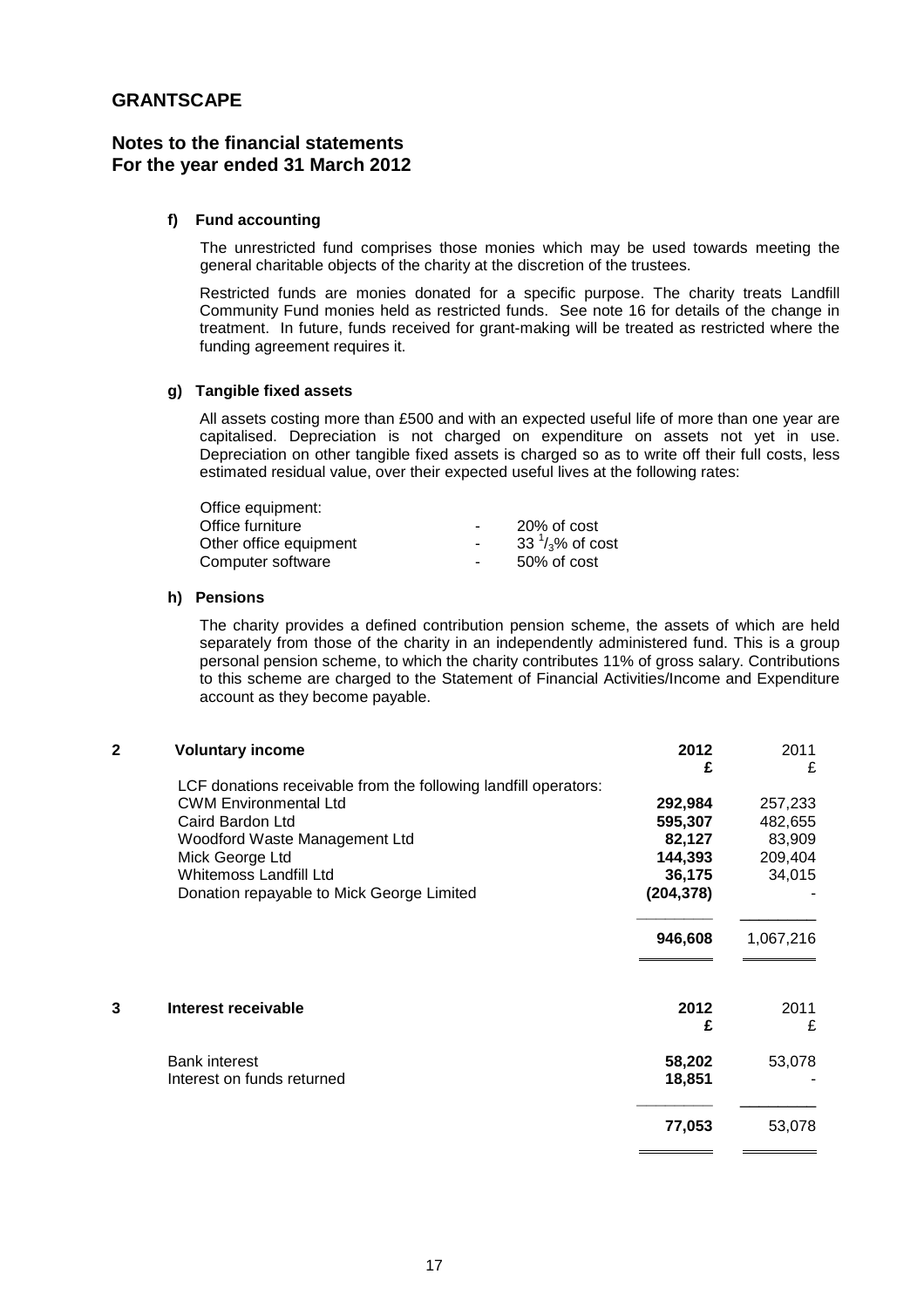# GRANTSCAPE

## Notes to the financial statements
## For the year ended 31 March 2012

**f) Fund accounting**

The unrestricted fund comprises those monies which may be used towards meeting the general charitable objects of the charity at the discretion of the trustees.

Restricted funds are monies donated for a specific purpose. The charity treats Landfill Community Fund monies held as restricted funds. See note 16 for details of the change in treatment. In future, funds received for grant-making will be treated as restricted where the funding agreement requires it.

**g) Tangible fixed assets**

All assets costing more than £500 and with an expected useful life of more than one year are capitalised. Depreciation is not charged on expenditure on assets not yet in use. Depreciation on other tangible fixed assets is charged so as to write off their full costs, less estimated residual value, over their expected useful lives at the following rates:

| Office equipment: | | |
|---|---|---|
| Office furniture | - | 20% of cost |
| Other office equipment | - | 33 $^{1}/_{3}$% of cost |
| Computer software | - | 50% of cost |

**h) Pensions**

The charity provides a defined contribution pension scheme, the assets of which are held separately from those of the charity in an independently administered fund. This is a group personal pension scheme, to which the charity contributes 11% of gross salary. Contributions to this scheme are charged to the Statement of Financial Activities/Income and Expenditure account as they become payable.

**2 Voluntary income**

| | **2012** £ | 2011 £ |
|---|---|---|
| LCF donations receivable from the following landfill operators: | | |
| CWM Environmental Ltd | **292,984** | 257,233 |
| Caird Bardon Ltd | **595,307** | 482,655 |
| Woodford Waste Management Ltd | **82,127** | 83,909 |
| Mick George Ltd | **144,393** | 209,404 |
| Whitemoss Landfill Ltd | **36,175** | 34,015 |
| Donation repayable to Mick George Limited | **(204,378)** | - |
| | **946,608** | 1,067,216 |

**3 Interest receivable**

| | **2012** £ | 2011 £ |
|---|---|---|
| Bank interest | **58,202** | 53,078 |
| Interest on funds returned | **18,851** | - |
| | **77,053** | 53,078 |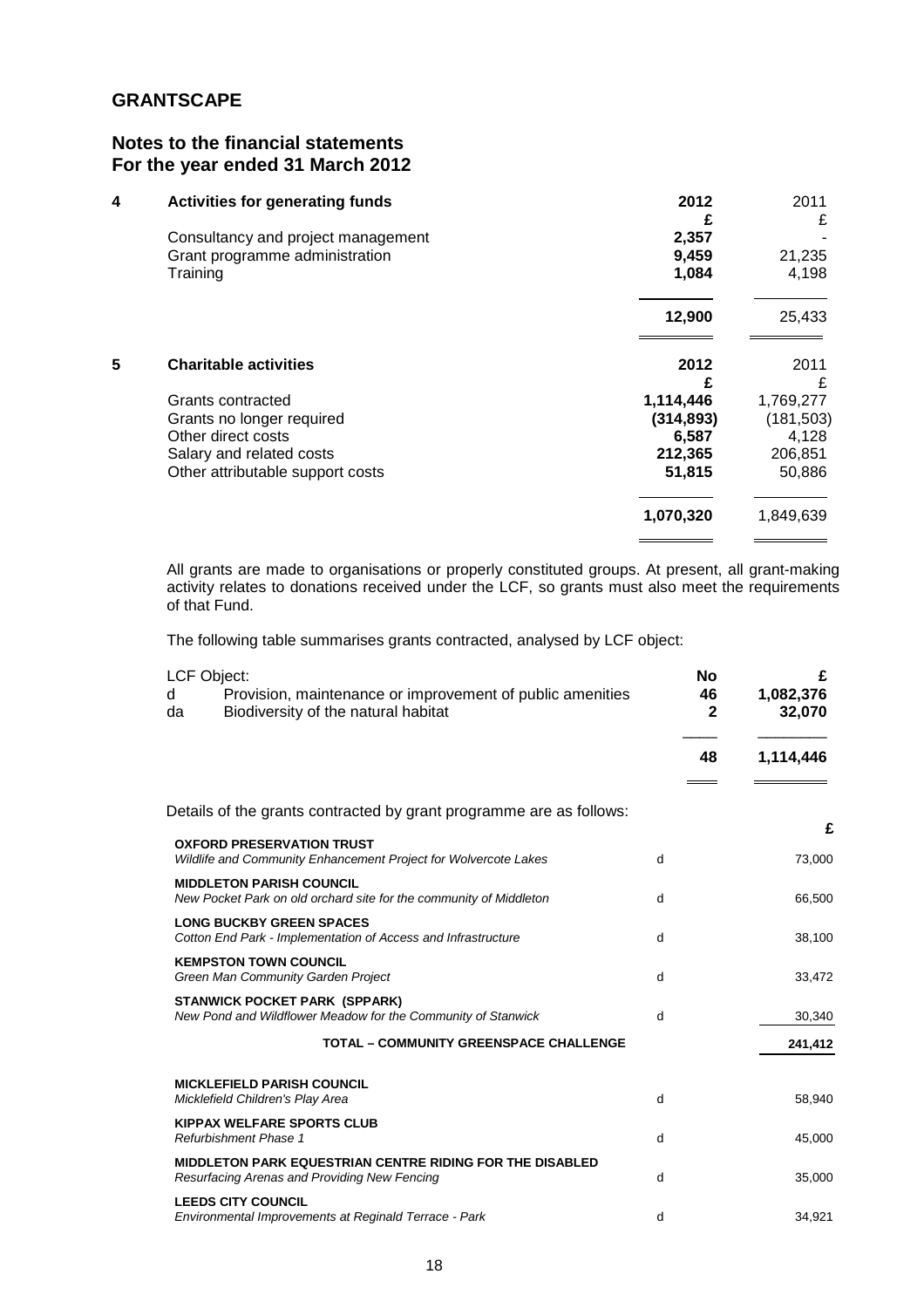## GRANTSCAPE

### Notes to the financial statements
### For the year ended 31 March 2012

**4 Activities for generating funds**

| | 2012 | 2011 |
|---|---|---|
| | £ | £ |
| Consultancy and project management | **2,357** | - |
| Grant programme administration | **9,459** | 21,235 |
| Training | **1,084** | 4,198 |
| | **12,900** | 25,433 |

**5 Charitable activities**

| | 2012 | 2011 |
|---|---|---|
| | £ | £ |
| Grants contracted | **1,114,446** | 1,769,277 |
| Grants no longer required | **(314,893)** | (181,503) |
| Other direct costs | **6,587** | 4,128 |
| Salary and related costs | **212,365** | 206,851 |
| Other attributable support costs | **51,815** | 50,886 |
| | **1,070,320** | 1,849,639 |

All grants are made to organisations or properly constituted groups. At present, all grant-making activity relates to donations received under the LCF, so grants must also meet the requirements of that Fund.

The following table summarises grants contracted, analysed by LCF object:

| LCF Object: | | No | £ |
|---|---|---|---|
| d | Provision, maintenance or improvement of public amenities | **46** | **1,082,376** |
| da | Biodiversity of the natural habitat | **2** | **32,070** |
| | | **48** | **1,114,446** |

Details of the grants contracted by grant programme are as follows:

| | | £ |
|---|---|---|
| **OXFORD PRESERVATION TRUST**<br>*Wildlife and Community Enhancement Project for Wolvercote Lakes* | d | 73,000 |
| **MIDDLETON PARISH COUNCIL**<br>*New Pocket Park on old orchard site for the community of Middleton* | d | 66,500 |
| **LONG BUCKBY GREEN SPACES**<br>*Cotton End Park - Implementation of Access and Infrastructure* | d | 38,100 |
| **KEMPSTON TOWN COUNCIL**<br>*Green Man Community Garden Project* | d | 33,472 |
| **STANWICK POCKET PARK (SPPARK)**<br>*New Pond and Wildflower Meadow for the Community of Stanwick* | d | 30,340 |
| **TOTAL – COMMUNITY GREENSPACE CHALLENGE** | | **241,412** |
| **MICKLEFIELD PARISH COUNCIL**<br>*Micklefield Children's Play Area* | d | 58,940 |
| **KIPPAX WELFARE SPORTS CLUB**<br>*Refurbishment Phase 1* | d | 45,000 |
| **MIDDLETON PARK EQUESTRIAN CENTRE RIDING FOR THE DISABLED**<br>*Resurfacing Arenas and Providing New Fencing* | d | 35,000 |
| **LEEDS CITY COUNCIL**<br>*Environmental Improvements at Reginald Terrace - Park* | d | 34,921 |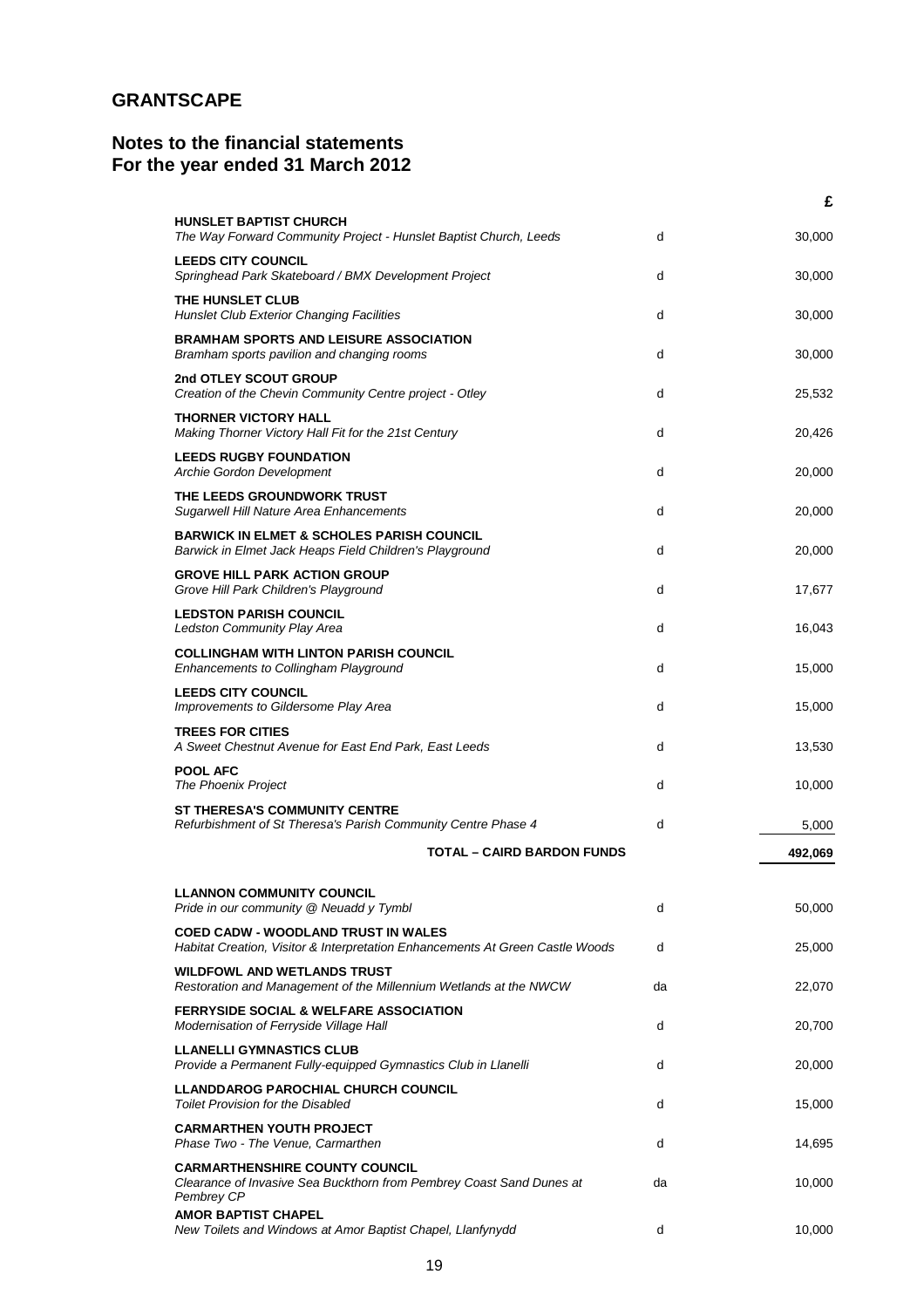## GRANTSCAPE

## Notes to the financial statements
## For the year ended 31 March 2012

| | | £ |
|---|---|---|
| **HUNSLET BAPTIST CHURCH**<br>*The Way Forward Community Project - Hunslet Baptist Church, Leeds* | d | 30,000 |
| **LEEDS CITY COUNCIL**<br>*Springhead Park Skateboard / BMX Development Project* | d | 30,000 |
| **THE HUNSLET CLUB**<br>*Hunslet Club Exterior Changing Facilities* | d | 30,000 |
| **BRAMHAM SPORTS AND LEISURE ASSOCIATION**<br>*Bramham sports pavilion and changing rooms* | d | 30,000 |
| **2nd OTLEY SCOUT GROUP**<br>*Creation of the Chevin Community Centre project - Otley* | d | 25,532 |
| **THORNER VICTORY HALL**<br>*Making Thorner Victory Hall Fit for the 21st Century* | d | 20,426 |
| **LEEDS RUGBY FOUNDATION**<br>*Archie Gordon Development* | d | 20,000 |
| **THE LEEDS GROUNDWORK TRUST**<br>*Sugarwell Hill Nature Area Enhancements* | d | 20,000 |
| **BARWICK IN ELMET & SCHOLES PARISH COUNCIL**<br>*Barwick in Elmet Jack Heaps Field Children's Playground* | d | 20,000 |
| **GROVE HILL PARK ACTION GROUP**<br>*Grove Hill Park Children's Playground* | d | 17,677 |
| **LEDSTON PARISH COUNCIL**<br>*Ledston Community Play Area* | d | 16,043 |
| **COLLINGHAM WITH LINTON PARISH COUNCIL**<br>*Enhancements to Collingham Playground* | d | 15,000 |
| **LEEDS CITY COUNCIL**<br>*Improvements to Gildersome Play Area* | d | 15,000 |
| **TREES FOR CITIES**<br>*A Sweet Chestnut Avenue for East End Park, East Leeds* | d | 13,530 |
| **POOL AFC**<br>*The Phoenix Project* | d | 10,000 |
| **ST THERESA'S COMMUNITY CENTRE**<br>*Refurbishment of St Theresa's Parish Community Centre Phase 4* | d | 5,000 |
| **TOTAL – CAIRD BARDON FUNDS** | | **492,069** |
| **LLANNON COMMUNITY COUNCIL**<br>*Pride in our community @ Neuadd y Tymbl* | d | 50,000 |
| **COED CADW - WOODLAND TRUST IN WALES**<br>*Habitat Creation, Visitor & Interpretation Enhancements At Green Castle Woods* | d | 25,000 |
| **WILDFOWL AND WETLANDS TRUST**<br>*Restoration and Management of the Millennium Wetlands at the NWCW* | da | 22,070 |
| **FERRYSIDE SOCIAL & WELFARE ASSOCIATION**<br>*Modernisation of Ferryside Village Hall* | d | 20,700 |
| **LLANELLI GYMNASTICS CLUB**<br>*Provide a Permanent Fully-equipped Gymnastics Club in Llanelli* | d | 20,000 |
| **LLANDDAROG PAROCHIAL CHURCH COUNCIL**<br>*Toilet Provision for the Disabled* | d | 15,000 |
| **CARMARTHEN YOUTH PROJECT**<br>*Phase Two - The Venue, Carmarthen* | d | 14,695 |
| **CARMARTHENSHIRE COUNTY COUNCIL**<br>*Clearance of Invasive Sea Buckthorn from Pembrey Coast Sand Dunes at Pembrey CP* | da | 10,000 |
| **AMOR BAPTIST CHAPEL**<br>*New Toilets and Windows at Amor Baptist Chapel, Llanfynydd* | d | 10,000 |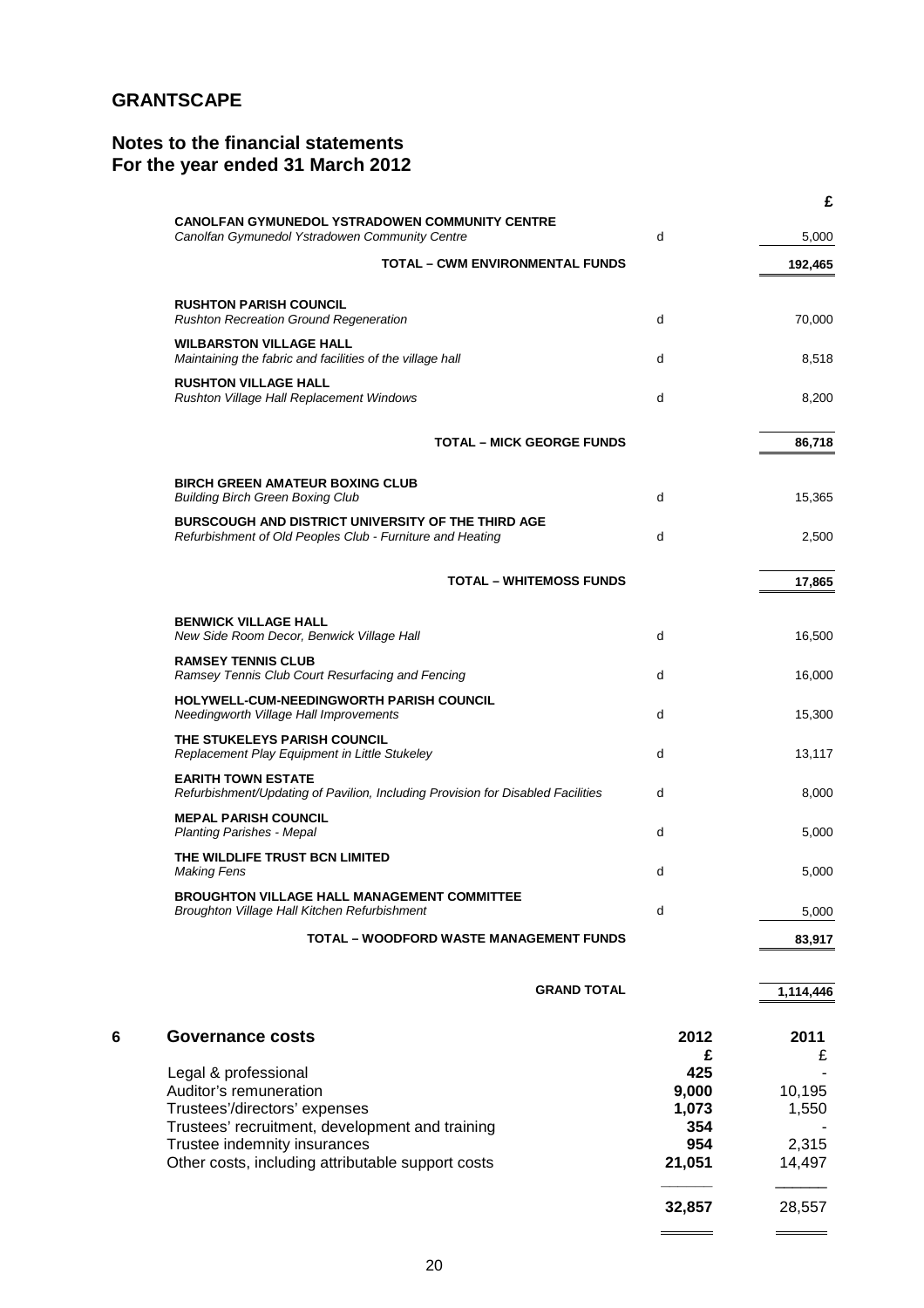## GRANTSCAPE

## Notes to the financial statements
## For the year ended 31 March 2012

| | | £ |
|---|---|---|
| **CANOLFAN GYMUNEDOL YSTRADOWEN COMMUNITY CENTRE**<br>*Canolfan Gymunedol Ystradowen Community Centre* | d | 5,000 |
| **TOTAL – CWM ENVIRONMENTAL FUNDS** | | **192,465** |
| **RUSHTON PARISH COUNCIL**<br>*Rushton Recreation Ground Regeneration* | d | 70,000 |
| **WILBARSTON VILLAGE HALL**<br>*Maintaining the fabric and facilities of the village hall* | d | 8,518 |
| **RUSHTON VILLAGE HALL**<br>*Rushton Village Hall Replacement Windows* | d | 8,200 |
| **TOTAL – MICK GEORGE FUNDS** | | **86,718** |
| **BIRCH GREEN AMATEUR BOXING CLUB**<br>*Building Birch Green Boxing Club* | d | 15,365 |
| **BURSCOUGH AND DISTRICT UNIVERSITY OF THE THIRD AGE**<br>*Refurbishment of Old Peoples Club - Furniture and Heating* | d | 2,500 |
| **TOTAL – WHITEMOSS FUNDS** | | **17,865** |
| **BENWICK VILLAGE HALL**<br>*New Side Room Decor, Benwick Village Hall* | d | 16,500 |
| **RAMSEY TENNIS CLUB**<br>*Ramsey Tennis Club Court Resurfacing and Fencing* | d | 16,000 |
| **HOLYWELL-CUM-NEEDINGWORTH PARISH COUNCIL**<br>*Needingworth Village Hall Improvements* | d | 15,300 |
| **THE STUKELEYS PARISH COUNCIL**<br>*Replacement Play Equipment in Little Stukeley* | d | 13,117 |
| **EARITH TOWN ESTATE**<br>*Refurbishment/Updating of Pavilion, Including Provision for Disabled Facilities* | d | 8,000 |
| **MEPAL PARISH COUNCIL**<br>*Planting Parishes - Mepal* | d | 5,000 |
| **THE WILDLIFE TRUST BCN LIMITED**<br>*Making Fens* | d | 5,000 |
| **BROUGHTON VILLAGE HALL MANAGEMENT COMMITTEE**<br>*Broughton Village Hall Kitchen Refurbishment* | d | 5,000 |
| **TOTAL – WOODFORD WASTE MANAGEMENT FUNDS** | | **83,917** |
| **GRAND TOTAL** | | **1,114,446** |

## 6 Governance costs

| | 2012<br>£ | 2011<br>£ |
|---|---|---|
| Legal & professional | **425** | - |
| Auditor's remuneration | **9,000** | 10,195 |
| Trustees'/directors' expenses | **1,073** | 1,550 |
| Trustees' recruitment, development and training | **354** | - |
| Trustee indemnity insurances | **954** | 2,315 |
| Other costs, including attributable support costs | **21,051** | 14,497 |
| | **32,857** | 28,557 |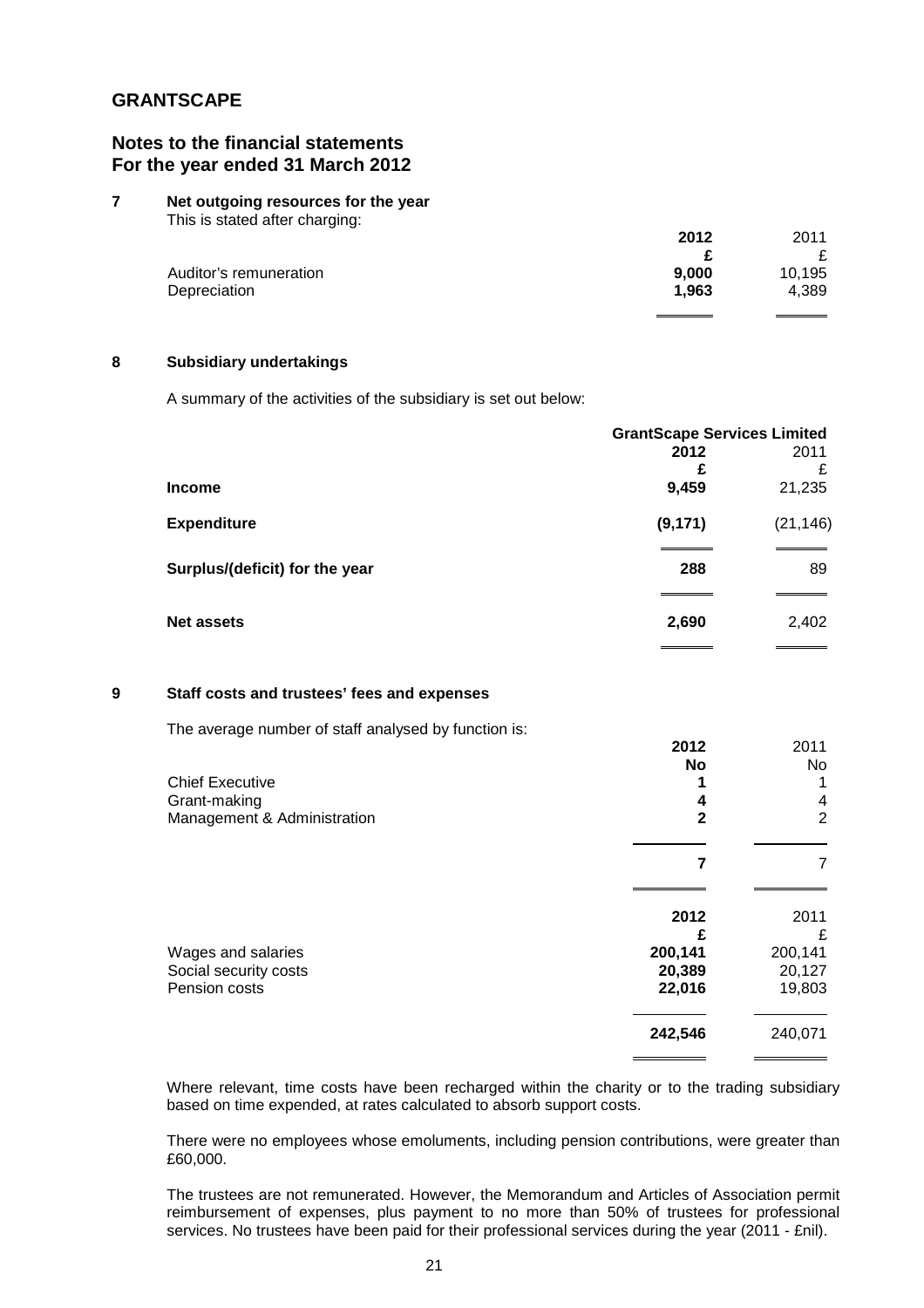## GRANTSCAPE

## Notes to the financial statements
## For the year ended 31 March 2012

### 7 Net outgoing resources for the year

This is stated after charging:

| | 2012 | 2011 |
|---|---|---|
| | £ | £ |
| Auditor's remuneration | **9,000** | 10,195 |
| Depreciation | **1,963** | 4,389 |

### 8 Subsidiary undertakings

A summary of the activities of the subsidiary is set out below:

| | GrantScape Services Limited | |
|---|---|---|
| | 2012 | 2011 |
| | £ | £ |
| **Income** | **9,459** | 21,235 |
| **Expenditure** | **(9,171)** | (21,146) |
| **Surplus/(deficit) for the year** | **288** | 89 |
| **Net assets** | **2,690** | 2,402 |

### 9 Staff costs and trustees' fees and expenses

The average number of staff analysed by function is:

| | 2012 | 2011 |
|---|---|---|
| | No | No |
| Chief Executive | **1** | 1 |
| Grant-making | **4** | 4 |
| Management & Administration | **2** | 2 |
| | **7** | 7 |

| | 2012 | 2011 |
|---|---|---|
| | £ | £ |
| Wages and salaries | **200,141** | 200,141 |
| Social security costs | **20,389** | 20,127 |
| Pension costs | **22,016** | 19,803 |
| | **242,546** | 240,071 |

Where relevant, time costs have been recharged within the charity or to the trading subsidiary based on time expended, at rates calculated to absorb support costs.

There were no employees whose emoluments, including pension contributions, were greater than £60,000.

The trustees are not remunerated. However, the Memorandum and Articles of Association permit reimbursement of expenses, plus payment to no more than 50% of trustees for professional services. No trustees have been paid for their professional services during the year (2011 - £nil).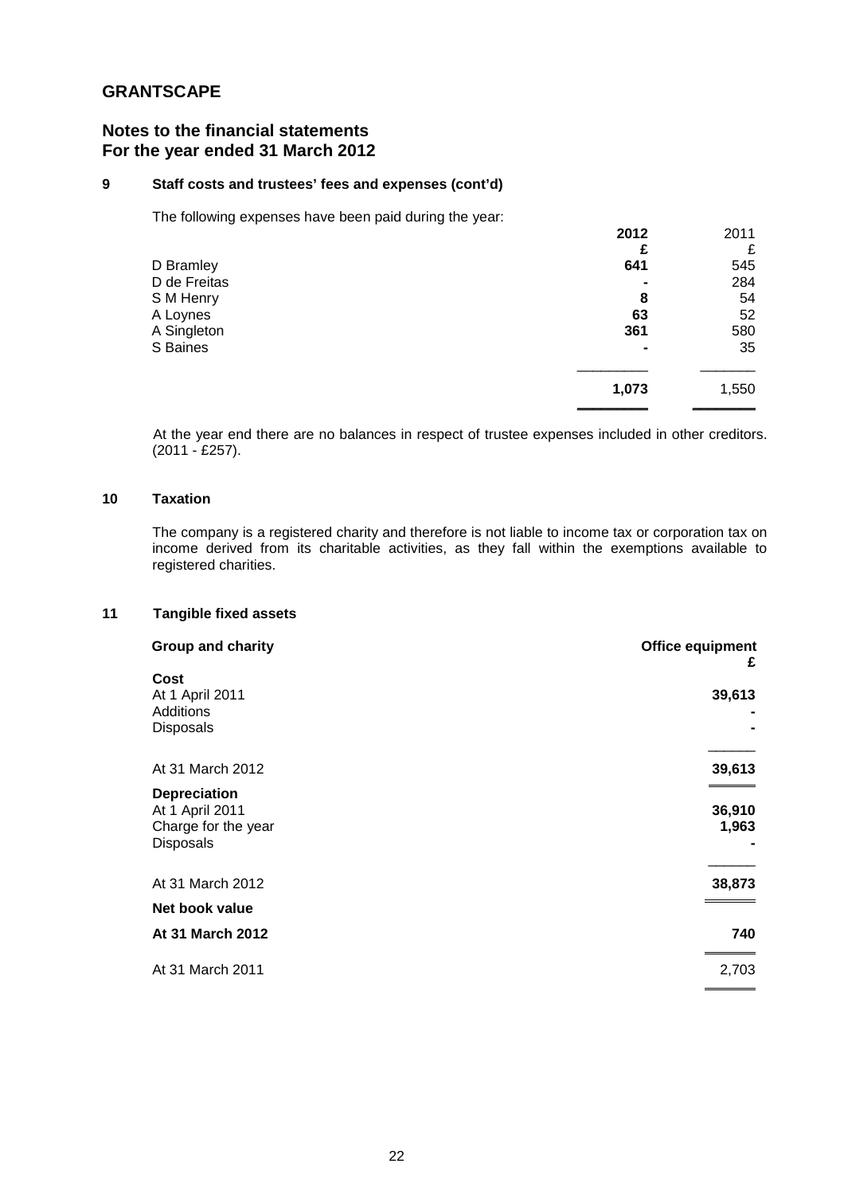# GRANTSCAPE

## Notes to the financial statements
## For the year ended 31 March 2012

### 9 Staff costs and trustees' fees and expenses (cont'd)

The following expenses have been paid during the year:

| | 2012 | 2011 |
|---|---|---|
| | £ | £ |
| D Bramley | **641** | 545 |
| D de Freitas | **-** | 284 |
| S M Henry | **8** | 54 |
| A Loynes | **63** | 52 |
| A Singleton | **361** | 580 |
| S Baines | **-** | 35 |
| | **1,073** | 1,550 |

At the year end there are no balances in respect of trustee expenses included in other creditors. (2011 - £257).

### 10 Taxation

The company is a registered charity and therefore is not liable to income tax or corporation tax on income derived from its charitable activities, as they fall within the exemptions available to registered charities.

### 11 Tangible fixed assets

| **Group and charity** | **Office equipment £** |
|---|---|
| **Cost** | |
| At 1 April 2011 | **39,613** |
| Additions | **-** |
| Disposals | **-** |
| At 31 March 2012 | **39,613** |
| **Depreciation** | |
| At 1 April 2011 | **36,910** |
| Charge for the year | **1,963** |
| Disposals | **-** |
| At 31 March 2012 | **38,873** |
| **Net book value** | |
| **At 31 March 2012** | **740** |
| At 31 March 2011 | 2,703 |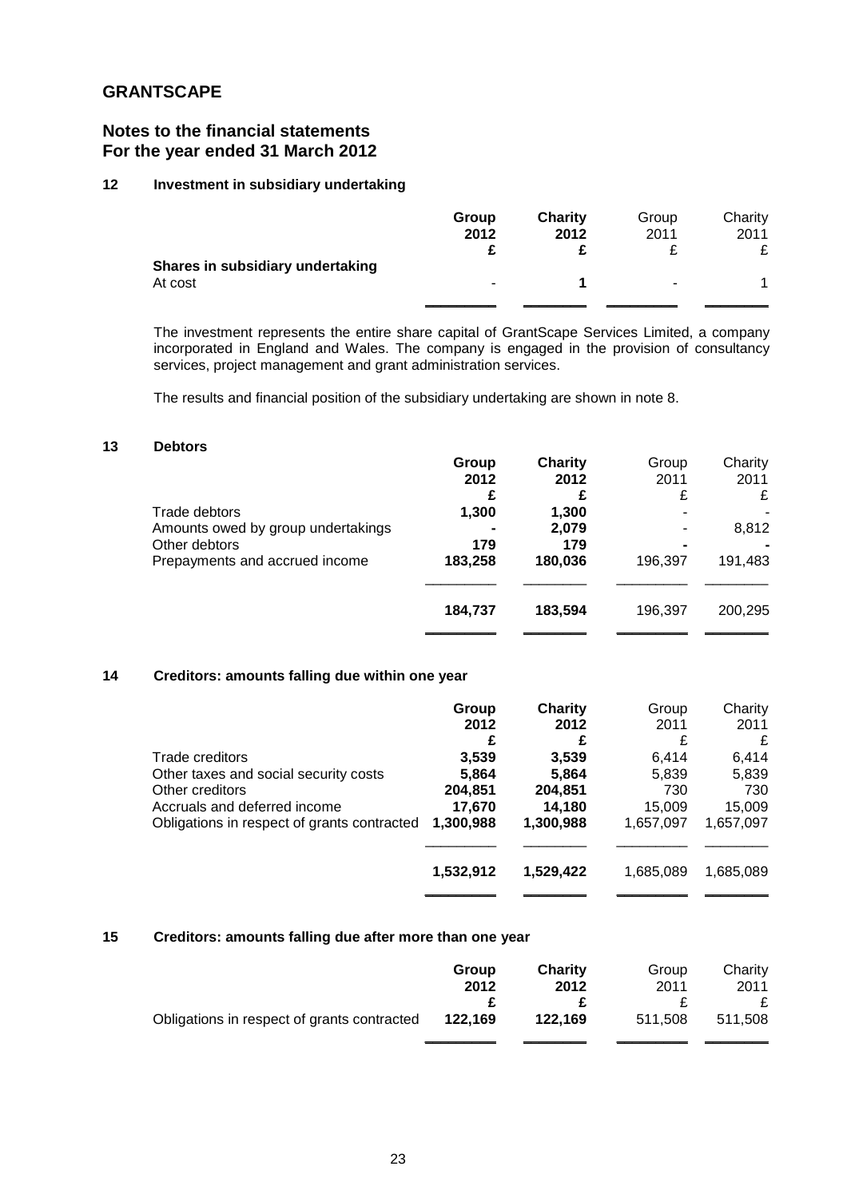# GRANTSCAPE

## Notes to the financial statements
## For the year ended 31 March 2012

### 12 Investment in subsidiary undertaking

| | **Group 2012 £** | **Charity 2012 £** | Group 2011 £ | Charity 2011 £ |
|---|---|---|---|---|
| **Shares in subsidiary undertaking** | | | | |
| At cost | - | **1** | - | 1 |

The investment represents the entire share capital of GrantScape Services Limited, a company incorporated in England and Wales. The company is engaged in the provision of consultancy services, project management and grant administration services.

The results and financial position of the subsidiary undertaking are shown in note 8.

### 13 Debtors

| | **Group 2012 £** | **Charity 2012 £** | Group 2011 £ | Charity 2011 £ |
|---|---|---|---|---|
| Trade debtors | **1,300** | **1,300** | - | - |
| Amounts owed by group undertakings | **-** | **2,079** | - | 8,812 |
| Other debtors | **179** | **179** | **-** | **-** |
| Prepayments and accrued income | **183,258** | **180,036** | 196,397 | 191,483 |
| | **184,737** | **183,594** | 196,397 | 200,295 |

### 14 Creditors: amounts falling due within one year

| | **Group 2012 £** | **Charity 2012 £** | Group 2011 £ | Charity 2011 £ |
|---|---|---|---|---|
| Trade creditors | **3,539** | **3,539** | 6,414 | 6,414 |
| Other taxes and social security costs | **5,864** | **5,864** | 5,839 | 5,839 |
| Other creditors | **204,851** | **204,851** | 730 | 730 |
| Accruals and deferred income | **17,670** | **14,180** | 15,009 | 15,009 |
| Obligations in respect of grants contracted | **1,300,988** | **1,300,988** | 1,657,097 | 1,657,097 |
| | **1,532,912** | **1,529,422** | 1,685,089 | 1,685,089 |

### 15 Creditors: amounts falling due after more than one year

| | **Group 2012 £** | **Charity 2012 £** | Group 2011 £ | Charity 2011 £ |
|---|---|---|---|---|
| Obligations in respect of grants contracted | **122,169** | **122,169** | 511,508 | 511,508 |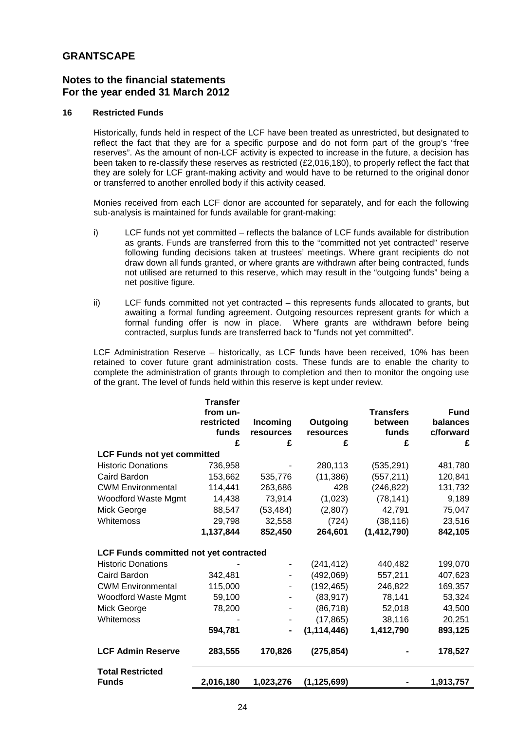# GRANTSCAPE

## Notes to the financial statements
## For the year ended 31 March 2012

### 16 Restricted Funds

Historically, funds held in respect of the LCF have been treated as unrestricted, but designated to reflect the fact that they are for a specific purpose and do not form part of the group's "free reserves". As the amount of non-LCF activity is expected to increase in the future, a decision has been taken to re-classify these reserves as restricted (£2,016,180), to properly reflect the fact that they are solely for LCF grant-making activity and would have to be returned to the original donor or transferred to another enrolled body if this activity ceased.

Monies received from each LCF donor are accounted for separately, and for each the following sub-analysis is maintained for funds available for grant-making:

i) LCF funds not yet committed – reflects the balance of LCF funds available for distribution as grants. Funds are transferred from this to the "committed not yet contracted" reserve following funding decisions taken at trustees' meetings. Where grant recipients do not draw down all funds granted, or where grants are withdrawn after being contracted, funds not utilised are returned to this reserve, which may result in the "outgoing funds" being a net positive figure.

ii) LCF funds committed not yet contracted – this represents funds allocated to grants, but awaiting a formal funding agreement. Outgoing resources represent grants for which a formal funding offer is now in place. Where grants are withdrawn before being contracted, surplus funds are transferred back to "funds not yet committed".

LCF Administration Reserve – historically, as LCF funds have been received, 10% has been retained to cover future grant administration costs. These funds are to enable the charity to complete the administration of grants through to completion and then to monitor the ongoing use of the grant. The level of funds held within this reserve is kept under review.

| | Transfer from un-restricted funds | Incoming resources | Outgoing resources | Transfers between funds | Fund balances c/forward |
|---|---|---|---|---|---|
| | £ | £ | £ | £ | £ |
| **LCF Funds not yet committed** | | | | | |
| Historic Donations | 736,958 | - | 280,113 | (535,291) | 481,780 |
| Caird Bardon | 153,662 | 535,776 | (11,386) | (557,211) | 120,841 |
| CWM Environmental | 114,441 | 263,686 | 428 | (246,822) | 131,732 |
| Woodford Waste Mgmt | 14,438 | 73,914 | (1,023) | (78,141) | 9,189 |
| Mick George | 88,547 | (53,484) | (2,807) | 42,791 | 75,047 |
| Whitemoss | 29,798 | 32,558 | (724) | (38,116) | 23,516 |
| | **1,137,844** | **852,450** | **264,601** | **(1,412,790)** | **842,105** |
| **LCF Funds committed not yet contracted** | | | | | |
| Historic Donations | - | - | (241,412) | 440,482 | 199,070 |
| Caird Bardon | 342,481 | - | (492,069) | 557,211 | 407,623 |
| CWM Environmental | 115,000 | - | (192,465) | 246,822 | 169,357 |
| Woodford Waste Mgmt | 59,100 | - | (83,917) | 78,141 | 53,324 |
| Mick George | 78,200 | - | (86,718) | 52,018 | 43,500 |
| Whitemoss | - | - | (17,865) | 38,116 | 20,251 |
| | **594,781** | **-** | **(1,114,446)** | **1,412,790** | **893,125** |
| **LCF Admin Reserve** | **283,555** | **170,826** | **(275,854)** | **-** | **178,527** |
| **Total Restricted Funds** | **2,016,180** | **1,023,276** | **(1,125,699)** | **-** | **1,913,757** |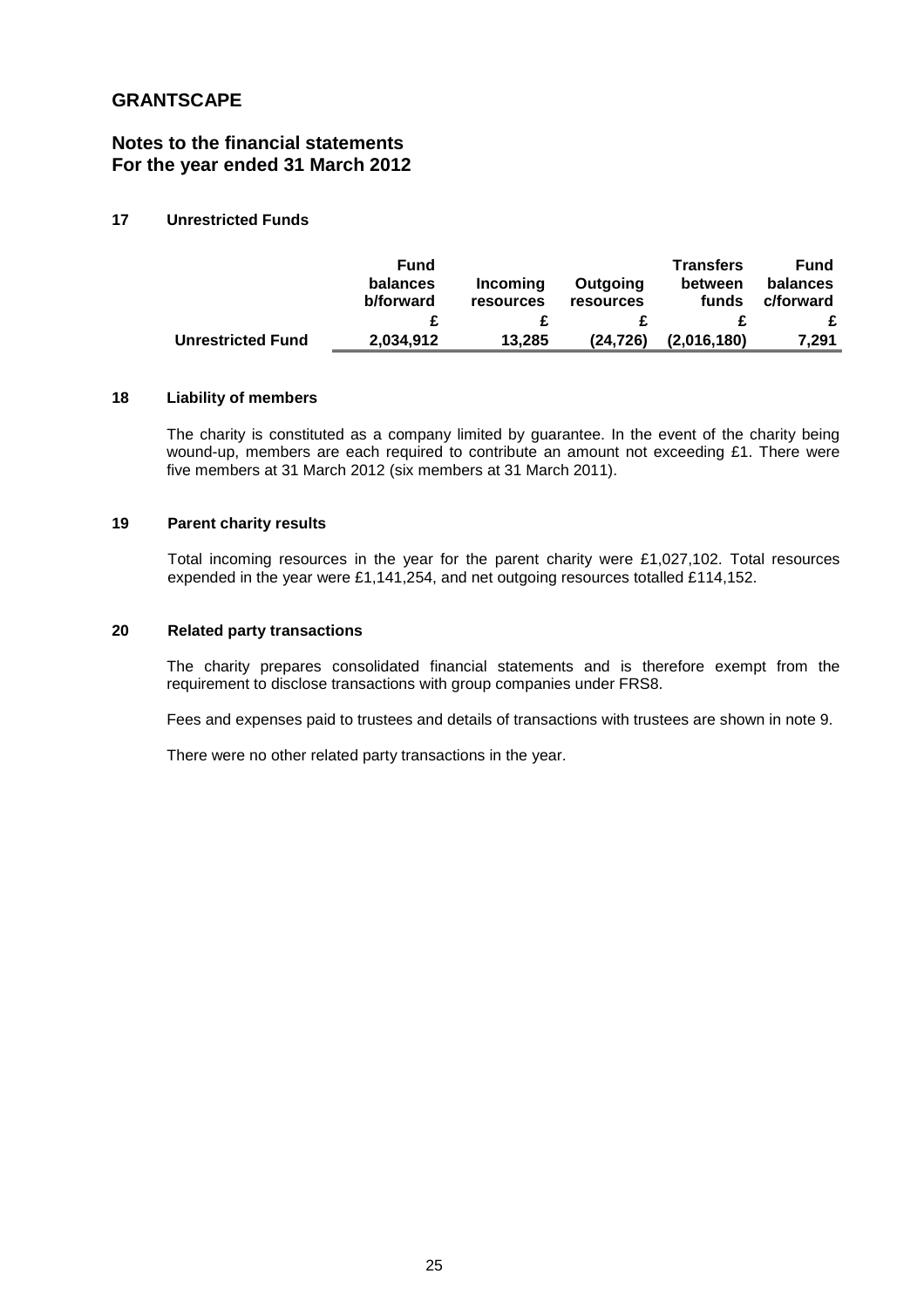# GRANTSCAPE

## Notes to the financial statements
## For the year ended 31 March 2012

### 17 Unrestricted Funds

| | Fund balances b/forward | Incoming resources | Outgoing resources | Transfers between funds | Fund balances c/forward |
|---|---|---|---|---|---|
| | £ | £ | £ | £ | £ |
| **Unrestricted Fund** | 2,034,912 | 13,285 | (24,726) | (2,016,180) | 7,291 |

### 18 Liability of members

The charity is constituted as a company limited by guarantee. In the event of the charity being wound-up, members are each required to contribute an amount not exceeding £1. There were five members at 31 March 2012 (six members at 31 March 2011).

### 19 Parent charity results

Total incoming resources in the year for the parent charity were £1,027,102. Total resources expended in the year were £1,141,254, and net outgoing resources totalled £114,152.

### 20 Related party transactions

The charity prepares consolidated financial statements and is therefore exempt from the requirement to disclose transactions with group companies under FRS8.

Fees and expenses paid to trustees and details of transactions with trustees are shown in note 9.

There were no other related party transactions in the year.